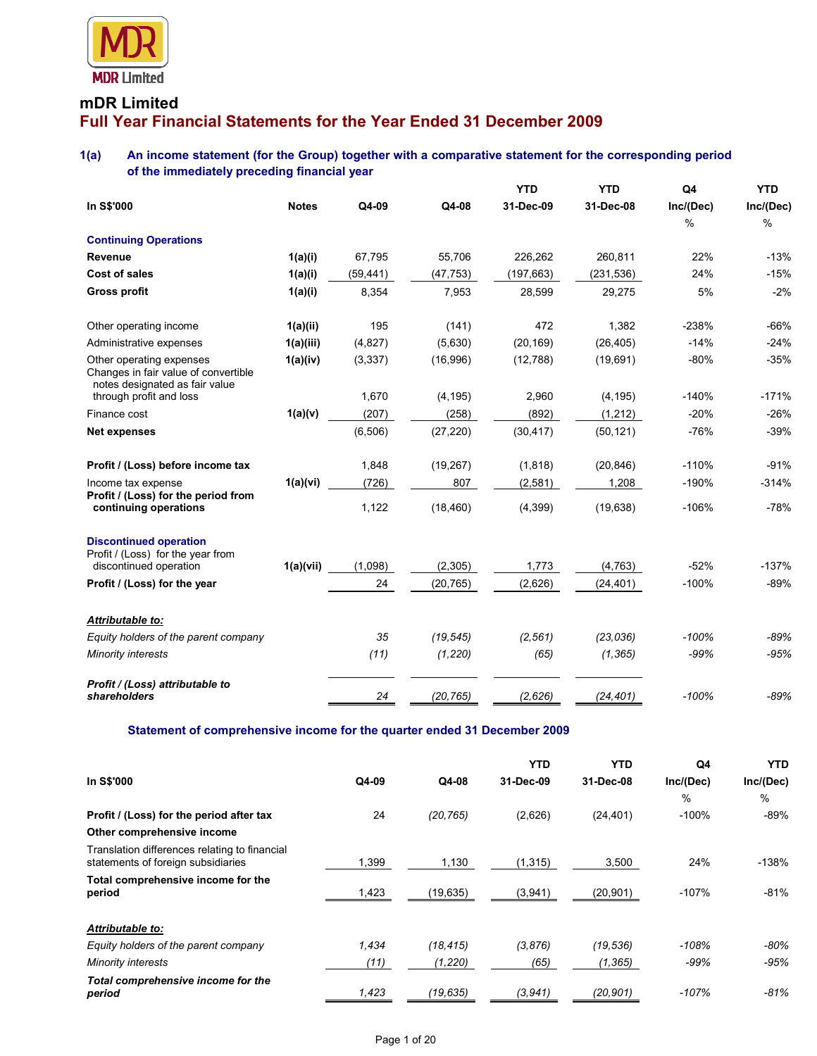MDR Limited

# mDR Limited

## Full Year Financial Statements for the Year Ended 31 December 2009

### 1(a) An income statement (for the Group) together with a comparative statement for the corresponding period of the immediately preceding financial year

| In S$'000 | Notes | Q4-09 | Q4-08 | YTD 31-Dec-09 | YTD 31-Dec-08 | Q4 Inc/(Dec) % | YTD Inc/(Dec) % |
|---|---|---|---|---|---|---|---|
| **Continuing Operations** | | | | | | | |
| **Revenue** | 1(a)(i) | 67,795 | 55,706 | 226,262 | 260,811 | 22% | -13% |
| **Cost of sales** | 1(a)(i) | (59,441) | (47,753) | (197,663) | (231,536) | 24% | -15% |
| **Gross profit** | 1(a)(i) | 8,354 | 7,953 | 28,599 | 29,275 | 5% | -2% |
| | | | | | | | |
| Other operating income | 1(a)(ii) | 195 | (141) | 472 | 1,382 | -238% | -66% |
| Administrative expenses | 1(a)(iii) | (4,827) | (5,630) | (20,169) | (26,405) | -14% | -24% |
| Other operating expenses | 1(a)(iv) | (3,337) | (16,996) | (12,788) | (19,691) | -80% | -35% |
| Changes in fair value of convertible notes designated as fair value through profit and loss | | 1,670 | (4,195) | 2,960 | (4,195) | -140% | -171% |
| Finance cost | 1(a)(v) | (207) | (258) | (892) | (1,212) | -20% | -26% |
| **Net expenses** | | (6,506) | (27,220) | (30,417) | (50,121) | -76% | -39% |
| | | | | | | | |
| **Profit / (Loss) before income tax** | | 1,848 | (19,267) | (1,818) | (20,846) | -110% | -91% |
| Income tax expense | 1(a)(vi) | (726) | 807 | (2,581) | 1,208 | -190% | -314% |
| **Profit / (Loss) for the period from continuing operations** | | 1,122 | (18,460) | (4,399) | (19,638) | -106% | -78% |
| | | | | | | | |
| **Discontinued operation** | | | | | | | |
| Profit / (Loss) for the year from discontinued operation | 1(a)(vii) | (1,098) | (2,305) | 1,773 | (4,763) | -52% | -137% |
| **Profit / (Loss) for the year** | | 24 | (20,765) | (2,626) | (24,401) | -100% | -89% |
| | | | | | | | |
| ***Attributable to:*** | | | | | | | |
| *Equity holders of the parent company* | | *35* | *(19,545)* | *(2,561)* | *(23,036)* | *-100%* | *-89%* |
| *Minority interests* | | *(11)* | *(1,220)* | *(65)* | *(1,365)* | *-99%* | *-95%* |
| | | | | | | | |
| ***Profit / (Loss) attributable to shareholders*** | | *24* | *(20,765)* | *(2,626)* | *(24,401)* | *-100%* | *-89%* |

### Statement of comprehensive income for the quarter ended 31 December 2009

| In S$'000 | Q4-09 | Q4-08 | YTD 31-Dec-09 | YTD 31-Dec-08 | Q4 Inc/(Dec) % | YTD Inc/(Dec) % |
|---|---|---|---|---|---|---|
| **Profit / (Loss) for the period after tax** | 24 | *(20,765)* | (2,626) | (24,401) | -100% | -89% |
| **Other comprehensive income** | | | | | | |
| Translation differences relating to financial statements of foreign subsidiaries | 1,399 | 1,130 | (1,315) | 3,500 | 24% | -138% |
| **Total comprehensive income for the period** | 1,423 | (19,635) | (3,941) | (20,901) | -107% | -81% |
| | | | | | | |
| ***Attributable to:*** | | | | | | |
| *Equity holders of the parent company* | *1,434* | *(18,415)* | *(3,876)* | *(19,536)* | *-108%* | *-80%* |
| *Minority interests* | *(11)* | *(1,220)* | *(65)* | *(1,365)* | *-99%* | *-95%* |
| ***Total comprehensive income for the period*** | *1,423* | *(19,635)* | *(3,941)* | *(20,901)* | *-107%* | *-81%* |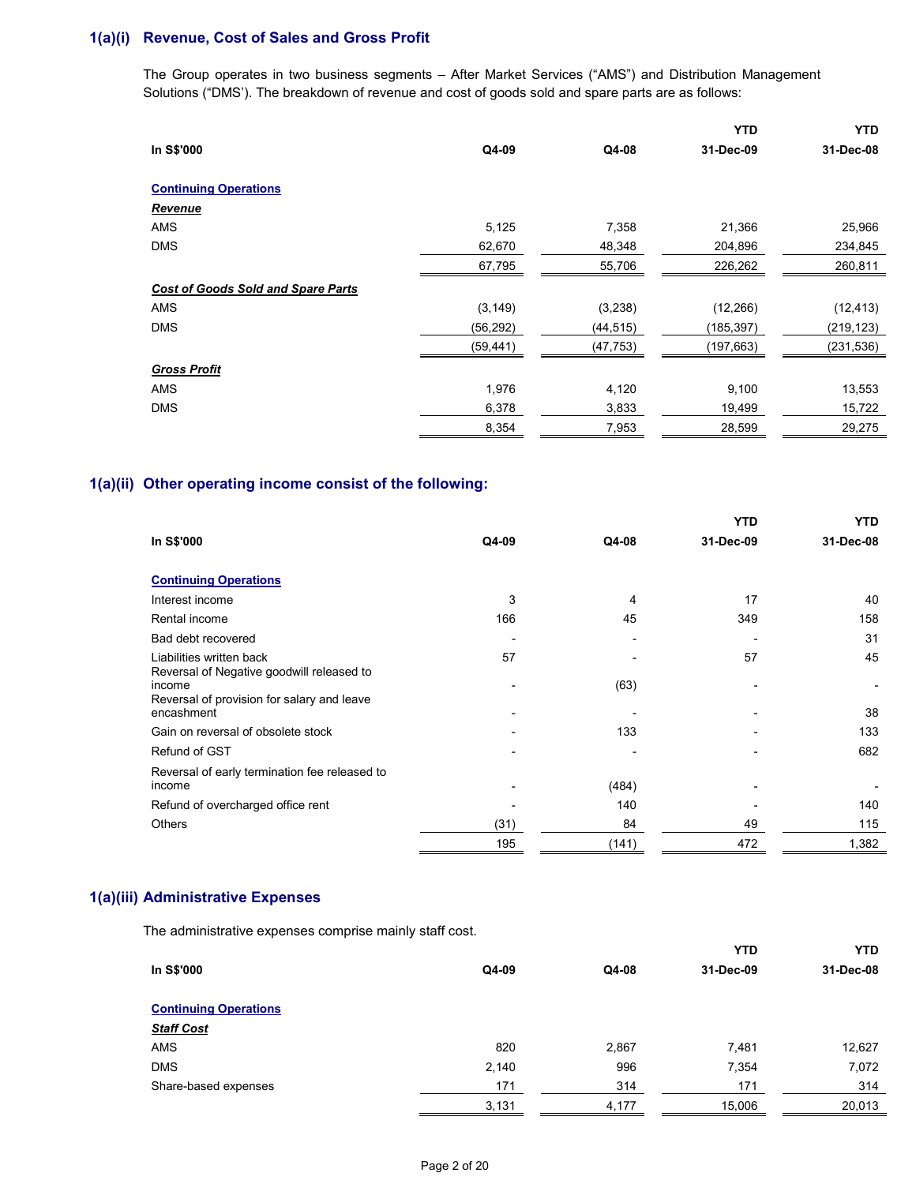### 1(a)(i) Revenue, Cost of Sales and Gross Profit

The Group operates in two business segments – After Market Services ("AMS") and Distribution Management Solutions ("DMS'). The breakdown of revenue and cost of goods sold and spare parts are as follows:

| In S$'000 | Q4-09 | Q4-08 | YTD 31-Dec-09 | YTD 31-Dec-08 |
|---|---|---|---|---|
| **Continuing Operations** | | | | |
| ***Revenue*** | | | | |
| AMS | 5,125 | 7,358 | 21,366 | 25,966 |
| DMS | 62,670 | 48,348 | 204,896 | 234,845 |
| | 67,795 | 55,706 | 226,262 | 260,811 |
| ***Cost of Goods Sold and Spare Parts*** | | | | |
| AMS | (3,149) | (3,238) | (12,266) | (12,413) |
| DMS | (56,292) | (44,515) | (185,397) | (219,123) |
| | (59,441) | (47,753) | (197,663) | (231,536) |
| ***Gross Profit*** | | | | |
| AMS | 1,976 | 4,120 | 9,100 | 13,553 |
| DMS | 6,378 | 3,833 | 19,499 | 15,722 |
| | 8,354 | 7,953 | 28,599 | 29,275 |

### 1(a)(ii) Other operating income consist of the following:

| In S$'000 | Q4-09 | Q4-08 | YTD 31-Dec-09 | YTD 31-Dec-08 |
|---|---|---|---|---|
| **Continuing Operations** | | | | |
| Interest income | 3 | 4 | 17 | 40 |
| Rental income | 166 | 45 | 349 | 158 |
| Bad debt recovered | - | - | - | 31 |
| Liabilities written back | 57 | - | 57 | 45 |
| Reversal of Negative goodwill released to income | - | (63) | - | - |
| Reversal of provision for salary and leave encashment | - | - | - | 38 |
| Gain on reversal of obsolete stock | - | 133 | - | 133 |
| Refund of GST | - | - | - | 682 |
| Reversal of early termination fee released to income | - | (484) | - | - |
| Refund of overcharged office rent | - | 140 | - | 140 |
| Others | (31) | 84 | 49 | 115 |
| | 195 | (141) | 472 | 1,382 |

### 1(a)(iii) Administrative Expenses

The administrative expenses comprise mainly staff cost.

| In S$'000 | Q4-09 | Q4-08 | YTD 31-Dec-09 | YTD 31-Dec-08 |
|---|---|---|---|---|
| **Continuing Operations** | | | | |
| ***Staff Cost*** | | | | |
| AMS | 820 | 2,867 | 7,481 | 12,627 |
| DMS | 2,140 | 996 | 7,354 | 7,072 |
| Share-based expenses | 171 | 314 | 171 | 314 |
| | 3,131 | 4,177 | 15,006 | 20,013 |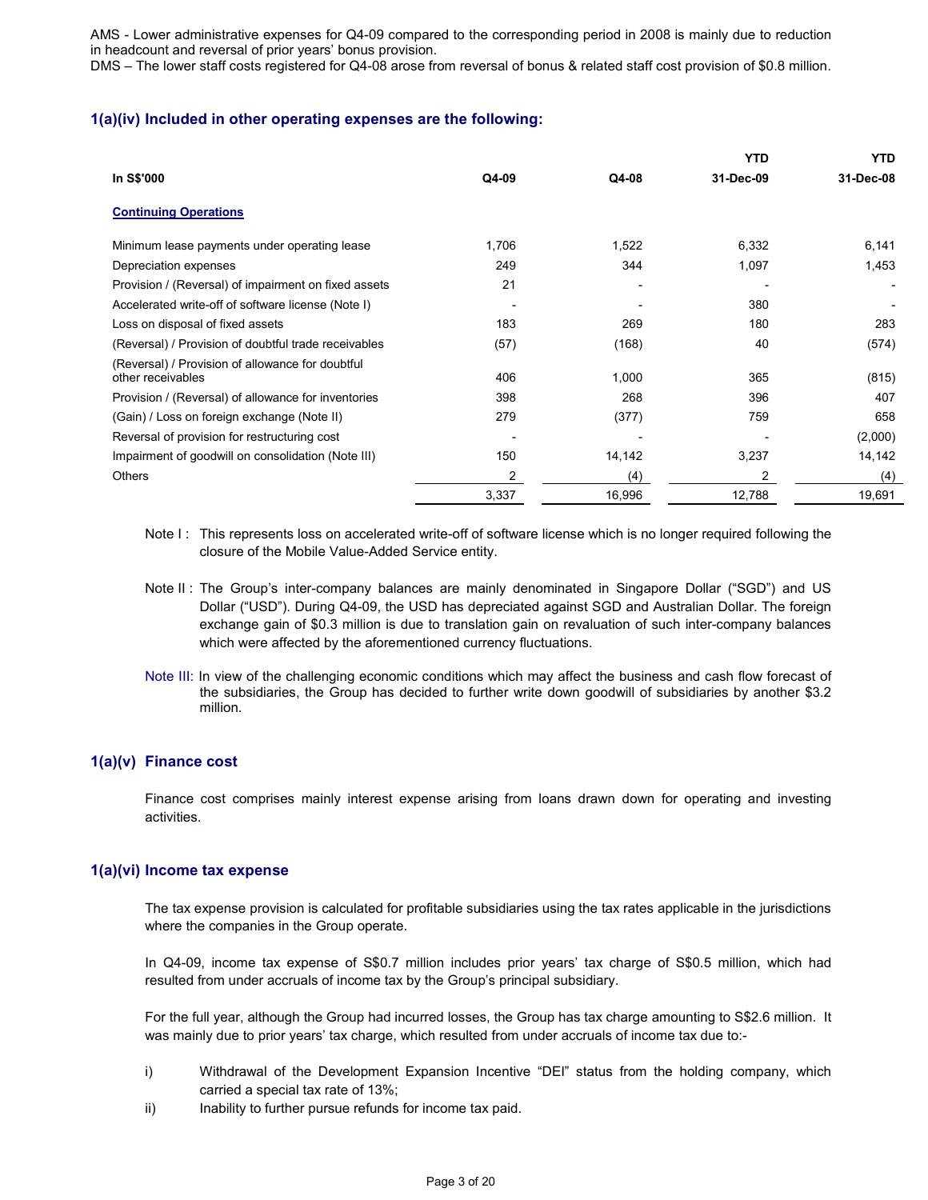AMS - Lower administrative expenses for Q4-09 compared to the corresponding period in 2008 is mainly due to reduction in headcount and reversal of prior years' bonus provision.
DMS – The lower staff costs registered for Q4-08 arose from reversal of bonus & related staff cost provision of $0.8 million.

### 1(a)(iv) Included in other operating expenses are the following:

| In S$'000 | Q4-09 | Q4-08 | YTD 31-Dec-09 | YTD 31-Dec-08 |
|---|---|---|---|---|
| **Continuing Operations** | | | | |
| Minimum lease payments under operating lease | 1,706 | 1,522 | 6,332 | 6,141 |
| Depreciation expenses | 249 | 344 | 1,097 | 1,453 |
| Provision / (Reversal) of impairment on fixed assets | 21 | - | - | - |
| Accelerated write-off of software license (Note I) | - | - | 380 | - |
| Loss on disposal of fixed assets | 183 | 269 | 180 | 283 |
| (Reversal) / Provision of doubtful trade receivables | (57) | (168) | 40 | (574) |
| (Reversal) / Provision of allowance for doubtful other receivables | 406 | 1,000 | 365 | (815) |
| Provision / (Reversal) of allowance for inventories | 398 | 268 | 396 | 407 |
| (Gain) / Loss on foreign exchange (Note II) | 279 | (377) | 759 | 658 |
| Reversal of provision for restructuring cost | - | - | - | (2,000) |
| Impairment of goodwill on consolidation (Note III) | 150 | 14,142 | 3,237 | 14,142 |
| Others | 2 | (4) | 2 | (4) |
| | 3,337 | 16,996 | 12,788 | 19,691 |

Note I : This represents loss on accelerated write-off of software license which is no longer required following the closure of the Mobile Value-Added Service entity.

Note II : The Group's inter-company balances are mainly denominated in Singapore Dollar ("SGD") and US Dollar ("USD"). During Q4-09, the USD has depreciated against SGD and Australian Dollar. The foreign exchange gain of $0.3 million is due to translation gain on revaluation of such inter-company balances which were affected by the aforementioned currency fluctuations.

Note III: In view of the challenging economic conditions which may affect the business and cash flow forecast of the subsidiaries, the Group has decided to further write down goodwill of subsidiaries by another $3.2 million.

### 1(a)(v) Finance cost

Finance cost comprises mainly interest expense arising from loans drawn down for operating and investing activities.

### 1(a)(vi) Income tax expense

The tax expense provision is calculated for profitable subsidiaries using the tax rates applicable in the jurisdictions where the companies in the Group operate.

In Q4-09, income tax expense of S$0.7 million includes prior years' tax charge of S$0.5 million, which had resulted from under accruals of income tax by the Group's principal subsidiary.

For the full year, although the Group had incurred losses, the Group has tax charge amounting to S$2.6 million. It was mainly due to prior years' tax charge, which resulted from under accruals of income tax due to:-

i) Withdrawal of the Development Expansion Incentive "DEI" status from the holding company, which carried a special tax rate of 13%;
ii) Inability to further pursue refunds for income tax paid.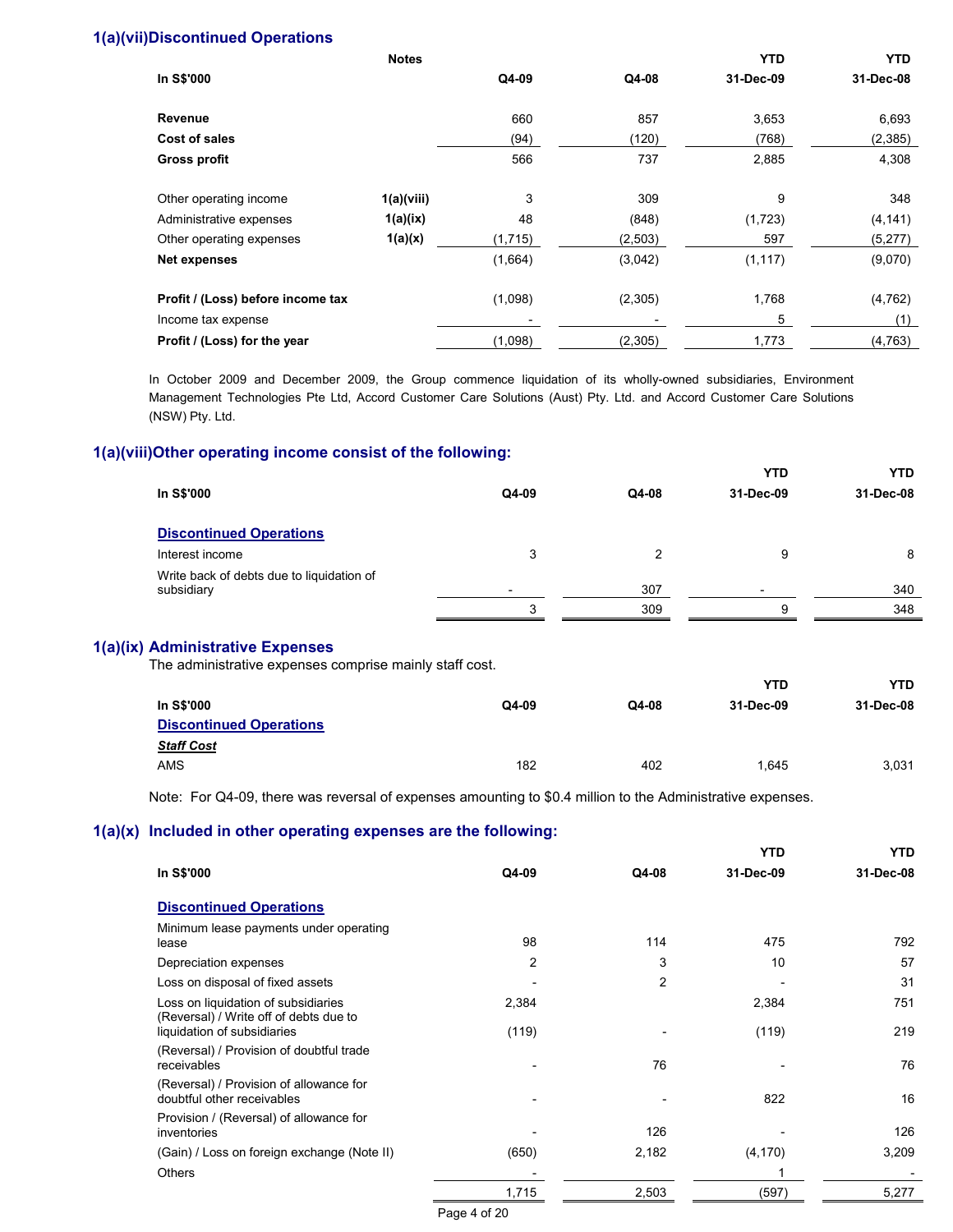## 1(a)(vii) Discontinued Operations

| In S$'000 | Notes | Q4-09 | Q4-08 | YTD 31-Dec-09 | YTD 31-Dec-08 |
|---|---|---|---|---|---|
| **Revenue** | | 660 | 857 | 3,653 | 6,693 |
| **Cost of sales** | | (94) | (120) | (768) | (2,385) |
| **Gross profit** | | 566 | 737 | 2,885 | 4,308 |
| | | | | | |
| Other operating income | 1(a)(viii) | 3 | 309 | 9 | 348 |
| Administrative expenses | 1(a)(ix) | 48 | (848) | (1,723) | (4,141) |
| Other operating expenses | 1(a)(x) | (1,715) | (2,503) | 597 | (5,277) |
| **Net expenses** | | (1,664) | (3,042) | (1,117) | (9,070) |
| | | | | | |
| **Profit / (Loss) before income tax** | | (1,098) | (2,305) | 1,768 | (4,762) |
| Income tax expense | | - | - | 5 | (1) |
| **Profit / (Loss) for the year** | | (1,098) | (2,305) | 1,773 | (4,763) |

In October 2009 and December 2009, the Group commence liquidation of its wholly-owned subsidiaries, Environment Management Technologies Pte Ltd, Accord Customer Care Solutions (Aust) Pty. Ltd. and Accord Customer Care Solutions (NSW) Pty. Ltd.

## 1(a)(viii) Other operating income consist of the following:

| In S$'000 | Q4-09 | Q4-08 | YTD 31-Dec-09 | YTD 31-Dec-08 |
|---|---|---|---|---|
| **Discontinued Operations** | | | | |
| Interest income | 3 | 2 | 9 | 8 |
| Write back of debts due to liquidation of subsidiary | - | 307 | - | 340 |
| | 3 | 309 | 9 | 348 |

## 1(a)(ix) Administrative Expenses

The administrative expenses comprise mainly staff cost.

| In S$'000 | Q4-09 | Q4-08 | YTD 31-Dec-09 | YTD 31-Dec-08 |
|---|---|---|---|---|
| **Discontinued Operations** | | | | |
| ***Staff Cost*** | | | | |
| AMS | 182 | 402 | 1,645 | 3,031 |

Note: For Q4-09, there was reversal of expenses amounting to $0.4 million to the Administrative expenses.

## 1(a)(x) Included in other operating expenses are the following:

| In S$'000 | Q4-09 | Q4-08 | YTD 31-Dec-09 | YTD 31-Dec-08 |
|---|---|---|---|---|
| **Discontinued Operations** | | | | |
| Minimum lease payments under operating lease | 98 | 114 | 475 | 792 |
| Depreciation expenses | 2 | 3 | 10 | 57 |
| Loss on disposal of fixed assets | - | 2 | - | 31 |
| Loss on liquidation of subsidiaries | 2,384 | | 2,384 | 751 |
| (Reversal) / Write off of debts due to liquidation of subsidiaries | (119) | - | (119) | 219 |
| (Reversal) / Provision of doubtful trade receivables | - | 76 | - | 76 |
| (Reversal) / Provision of allowance for doubtful other receivables | - | - | 822 | 16 |
| Provision / (Reversal) of allowance for inventories | - | 126 | - | 126 |
| (Gain) / Loss on foreign exchange (Note II) | (650) | 2,182 | (4,170) | 3,209 |
| Others | - | - | 1 | - |
| | 1,715 | 2,503 | (597) | 5,277 |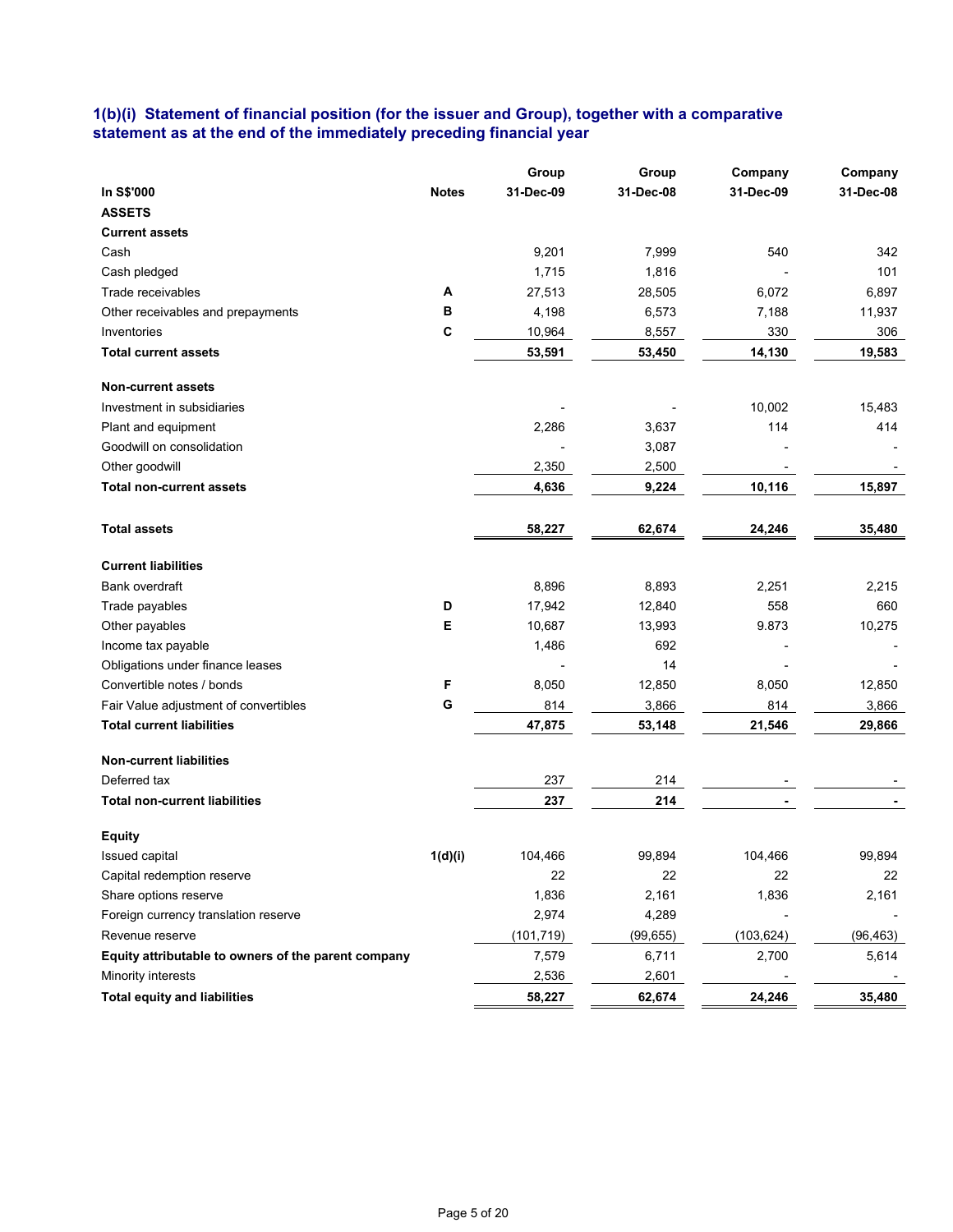### 1(b)(i) Statement of financial position (for the issuer and Group), together with a comparative statement as at the end of the immediately preceding financial year

| In S$'000 | Notes | Group 31-Dec-09 | Group 31-Dec-08 | Company 31-Dec-09 | Company 31-Dec-08 |
|---|---|---|---|---|---|
| **ASSETS** | | | | | |
| **Current assets** | | | | | |
| Cash | | 9,201 | 7,999 | 540 | 342 |
| Cash pledged | | 1,715 | 1,816 | - | 101 |
| Trade receivables | A | 27,513 | 28,505 | 6,072 | 6,897 |
| Other receivables and prepayments | B | 4,198 | 6,573 | 7,188 | 11,937 |
| Inventories | C | 10,964 | 8,557 | 330 | 306 |
| **Total current assets** | | **53,591** | **53,450** | **14,130** | **19,583** |
| | | | | | |
| **Non-current assets** | | | | | |
| Investment in subsidiaries | | - | - | 10,002 | 15,483 |
| Plant and equipment | | 2,286 | 3,637 | 114 | 414 |
| Goodwill on consolidation | | - | 3,087 | - | - |
| Other goodwill | | 2,350 | 2,500 | - | - |
| **Total non-current assets** | | **4,636** | **9,224** | **10,116** | **15,897** |
| | | | | | |
| **Total assets** | | **58,227** | **62,674** | **24,246** | **35,480** |
| | | | | | |
| **Current liabilities** | | | | | |
| Bank overdraft | | 8,896 | 8,893 | 2,251 | 2,215 |
| Trade payables | D | 17,942 | 12,840 | 558 | 660 |
| Other payables | E | 10,687 | 13,993 | 9.873 | 10,275 |
| Income tax payable | | 1,486 | 692 | - | - |
| Obligations under finance leases | | - | 14 | - | - |
| Convertible notes / bonds | F | 8,050 | 12,850 | 8,050 | 12,850 |
| Fair Value adjustment of convertibles | G | 814 | 3,866 | 814 | 3,866 |
| **Total current liabilities** | | **47,875** | **53,148** | **21,546** | **29,866** |
| | | | | | |
| **Non-current liabilities** | | | | | |
| Deferred tax | | 237 | 214 | - | - |
| **Total non-current liabilities** | | **237** | **214** | **-** | **-** |
| | | | | | |
| **Equity** | | | | | |
| Issued capital | 1(d)(i) | 104,466 | 99,894 | 104,466 | 99,894 |
| Capital redemption reserve | | 22 | 22 | 22 | 22 |
| Share options reserve | | 1,836 | 2,161 | 1,836 | 2,161 |
| Foreign currency translation reserve | | 2,974 | 4,289 | - | - |
| Revenue reserve | | (101,719) | (99,655) | (103,624) | (96,463) |
| **Equity attributable to owners of the parent company** | | 7,579 | 6,711 | 2,700 | 5,614 |
| Minority interests | | 2,536 | 2,601 | - | - |
| **Total equity and liabilities** | | **58,227** | **62,674** | **24,246** | **35,480** |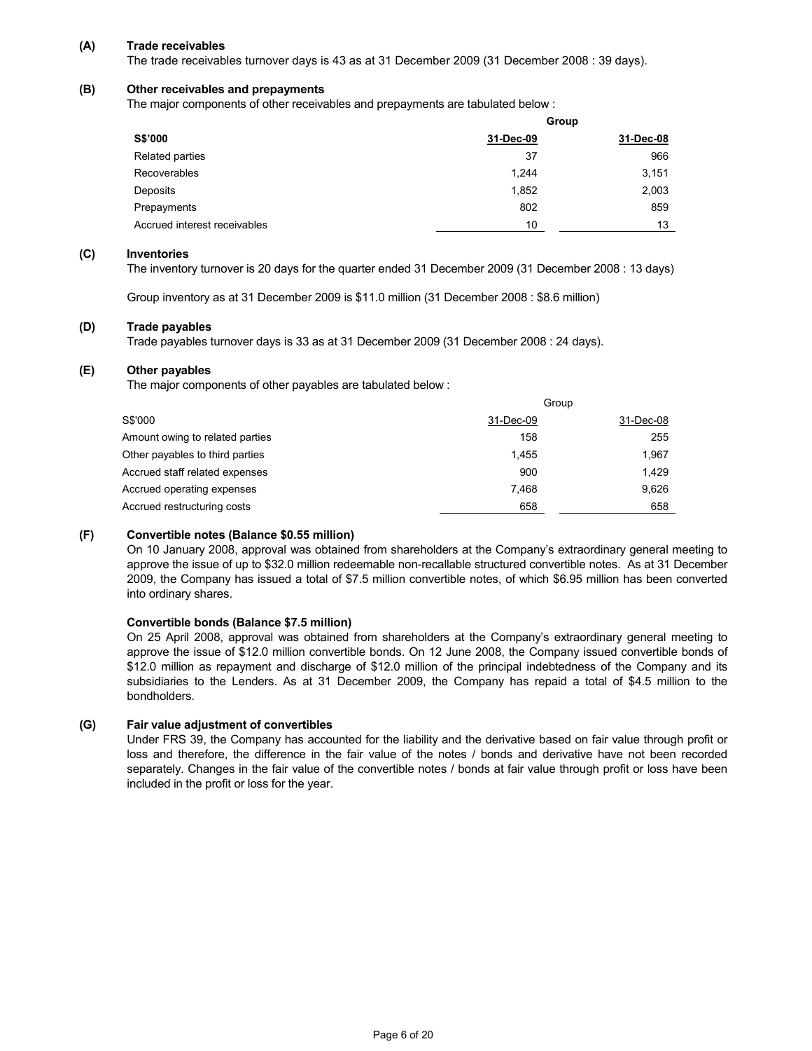### (A) Trade receivables

The trade receivables turnover days is 43 as at 31 December 2009 (31 December 2008 : 39 days).

### (B) Other receivables and prepayments

The major components of other receivables and prepayments are tabulated below :

| | Group | |
|---|---|---|
| **S$'000** | **31-Dec-09** | **31-Dec-08** |
| Related parties | 37 | 966 |
| Recoverables | 1,244 | 3,151 |
| Deposits | 1,852 | 2,003 |
| Prepayments | 802 | 859 |
| Accrued interest receivables | 10 | 13 |

### (C) Inventories

The inventory turnover is 20 days for the quarter ended 31 December 2009 (31 December 2008 : 13 days)

Group inventory as at 31 December 2009 is $11.0 million (31 December 2008 : $8.6 million)

### (D) Trade payables

Trade payables turnover days is 33 as at 31 December 2009 (31 December 2008 : 24 days).

### (E) Other payables

The major components of other payables are tabulated below :

| | Group | |
|---|---|---|
| S$'000 | 31-Dec-09 | 31-Dec-08 |
| Amount owing to related parties | 158 | 255 |
| Other payables to third parties | 1,455 | 1,967 |
| Accrued staff related expenses | 900 | 1,429 |
| Accrued operating expenses | 7,468 | 9,626 |
| Accrued restructuring costs | 658 | 658 |

### (F) Convertible notes (Balance $0.55 million)

On 10 January 2008, approval was obtained from shareholders at the Company's extraordinary general meeting to approve the issue of up to $32.0 million redeemable non-recallable structured convertible notes. As at 31 December 2009, the Company has issued a total of $7.5 million convertible notes, of which $6.95 million has been converted into ordinary shares.

**Convertible bonds (Balance $7.5 million)**

On 25 April 2008, approval was obtained from shareholders at the Company's extraordinary general meeting to approve the issue of $12.0 million convertible bonds. On 12 June 2008, the Company issued convertible bonds of $12.0 million as repayment and discharge of $12.0 million of the principal indebtedness of the Company and its subsidiaries to the Lenders. As at 31 December 2009, the Company has repaid a total of $4.5 million to the bondholders.

### (G) Fair value adjustment of convertibles

Under FRS 39, the Company has accounted for the liability and the derivative based on fair value through profit or loss and therefore, the difference in the fair value of the notes / bonds and derivative have not been recorded separately. Changes in the fair value of the convertible notes / bonds at fair value through profit or loss have been included in the profit or loss for the year.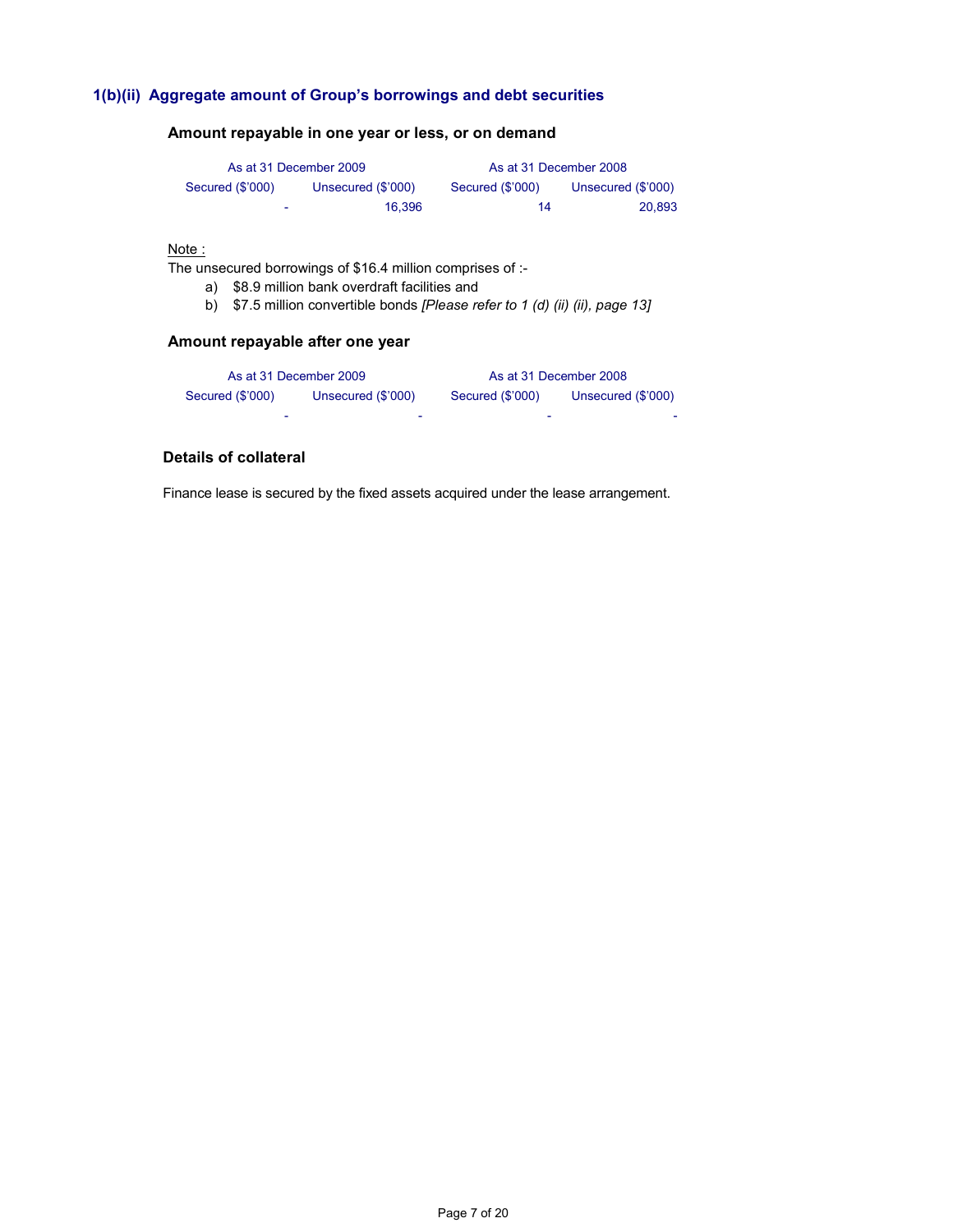## 1(b)(ii) Aggregate amount of Group's borrowings and debt securities

### Amount repayable in one year or less, or on demand

| As at 31 December 2009 | | As at 31 December 2008 | |
|---|---|---|---|
| Secured ($'000) | Unsecured ($'000) | Secured ($'000) | Unsecured ($'000) |
| - | 16,396 | 14 | 20,893 |

Note :

The unsecured borrowings of $16.4 million comprises of :-

a) $8.9 million bank overdraft facilities and
b) $7.5 million convertible bonds *[Please refer to 1 (d) (ii) (ii), page 13]*

### Amount repayable after one year

| As at 31 December 2009 | | As at 31 December 2008 | |
|---|---|---|---|
| Secured ($'000) | Unsecured ($'000) | Secured ($'000) | Unsecured ($'000) |
| - | - | - | - |

### Details of collateral

Finance lease is secured by the fixed assets acquired under the lease arrangement.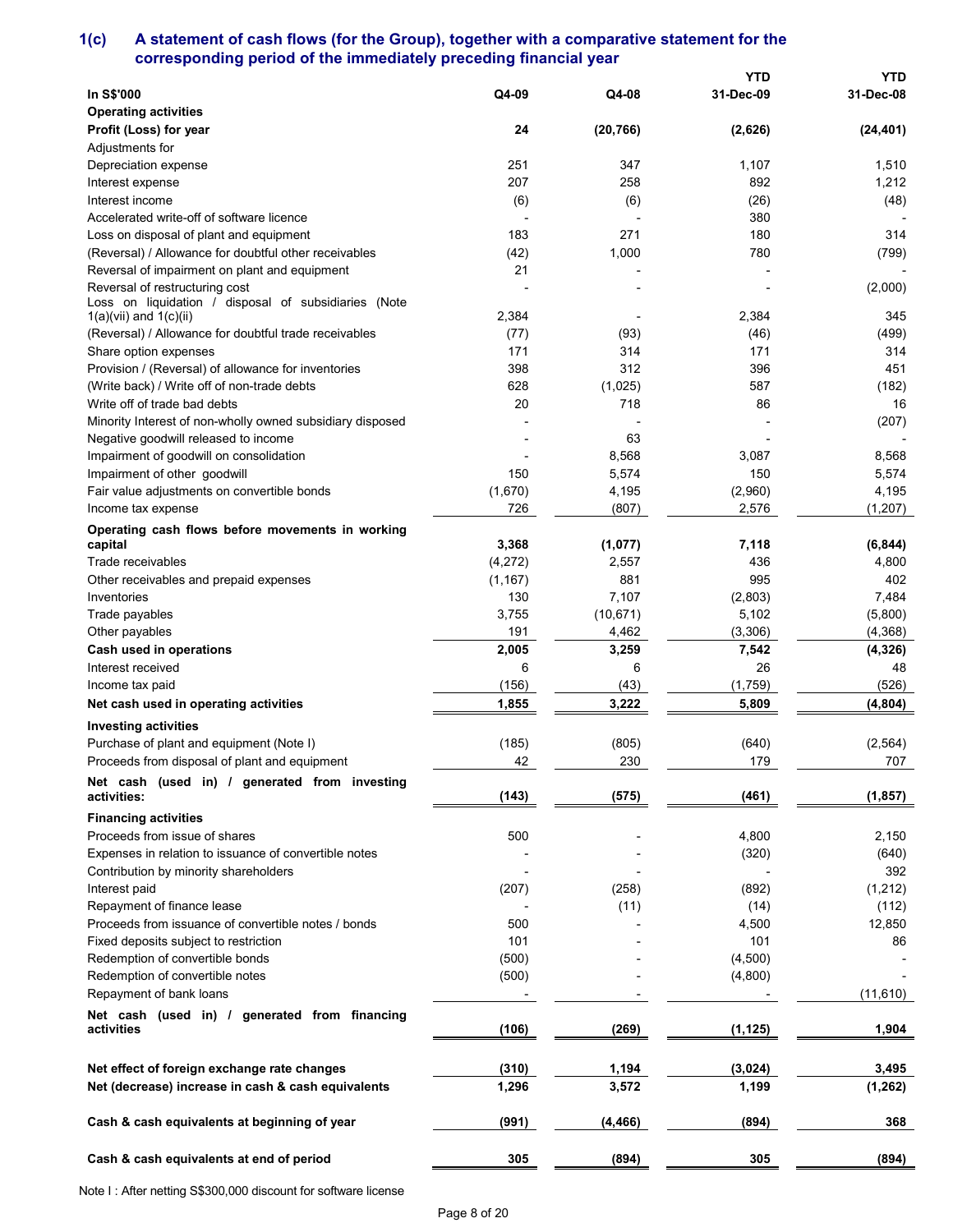## 1(c) A statement of cash flows (for the Group), together with a comparative statement for the corresponding period of the immediately preceding financial year

| In S$'000 | Q4-09 | Q4-08 | YTD 31-Dec-09 | YTD 31-Dec-08 |
|---|---|---|---|---|
| **Operating activities** | | | | |
| **Profit (Loss) for year** | **24** | **(20,766)** | **(2,626)** | **(24,401)** |
| Adjustments for | | | | |
| Depreciation expense | 251 | 347 | 1,107 | 1,510 |
| Interest expense | 207 | 258 | 892 | 1,212 |
| Interest income | (6) | (6) | (26) | (48) |
| Accelerated write-off of software licence | - | - | 380 | - |
| Loss on disposal of plant and equipment | 183 | 271 | 180 | 314 |
| (Reversal) / Allowance for doubtful other receivables | (42) | 1,000 | 780 | (799) |
| Reversal of impairment on plant and equipment | 21 | - | - | - |
| Reversal of restructuring cost | - | - | - | (2,000) |
| Loss on liquidation / disposal of subsidiaries (Note 1(a)(vii) and 1(c)(ii) | 2,384 | - | 2,384 | 345 |
| (Reversal) / Allowance for doubtful trade receivables | (77) | (93) | (46) | (499) |
| Share option expenses | 171 | 314 | 171 | 314 |
| Provision / (Reversal) of allowance for inventories | 398 | 312 | 396 | 451 |
| (Write back) / Write off of non-trade debts | 628 | (1,025) | 587 | (182) |
| Write off of trade bad debts | 20 | 718 | 86 | 16 |
| Minority Interest of non-wholly owned subsidiary disposed | - | - | - | (207) |
| Negative goodwill released to income | - | 63 | - | - |
| Impairment of goodwill on consolidation | - | 8,568 | 3,087 | 8,568 |
| Impairment of other goodwill | 150 | 5,574 | 150 | 5,574 |
| Fair value adjustments on convertible bonds | (1,670) | 4,195 | (2,960) | 4,195 |
| Income tax expense | 726 | (807) | 2,576 | (1,207) |
| **Operating cash flows before movements in working capital** | **3,368** | **(1,077)** | **7,118** | **(6,844)** |
| Trade receivables | (4,272) | 2,557 | 436 | 4,800 |
| Other receivables and prepaid expenses | (1,167) | 881 | 995 | 402 |
| Inventories | 130 | 7,107 | (2,803) | 7,484 |
| Trade payables | 3,755 | (10,671) | 5,102 | (5,800) |
| Other payables | 191 | 4,462 | (3,306) | (4,368) |
| **Cash used in operations** | **2,005** | **3,259** | **7,542** | **(4,326)** |
| Interest received | 6 | 6 | 26 | 48 |
| Income tax paid | (156) | (43) | (1,759) | (526) |
| **Net cash used in operating activities** | **1,855** | **3,222** | **5,809** | **(4,804)** |
| **Investing activities** | | | | |
| Purchase of plant and equipment (Note I) | (185) | (805) | (640) | (2,564) |
| Proceeds from disposal of plant and equipment | 42 | 230 | 179 | 707 |
| **Net cash (used in) / generated from investing activities:** | **(143)** | **(575)** | **(461)** | **(1,857)** |
| **Financing activities** | | | | |
| Proceeds from issue of shares | 500 | - | 4,800 | 2,150 |
| Expenses in relation to issuance of convertible notes | - | - | (320) | (640) |
| Contribution by minority shareholders | - | - | - | 392 |
| Interest paid | (207) | (258) | (892) | (1,212) |
| Repayment of finance lease | - | (11) | (14) | (112) |
| Proceeds from issuance of convertible notes / bonds | 500 | - | 4,500 | 12,850 |
| Fixed deposits subject to restriction | 101 | - | 101 | 86 |
| Redemption of convertible bonds | (500) | - | (4,500) | - |
| Redemption of convertible notes | (500) | - | (4,800) | - |
| Repayment of bank loans | - | - | - | (11,610) |
| **Net cash (used in) / generated from financing activities** | **(106)** | **(269)** | **(1,125)** | **1,904** |
| **Net effect of foreign exchange rate changes** | **(310)** | **1,194** | **(3,024)** | **3,495** |
| **Net (decrease) increase in cash & cash equivalents** | **1,296** | **3,572** | **1,199** | **(1,262)** |
| **Cash & cash equivalents at beginning of year** | **(991)** | **(4,466)** | **(894)** | **368** |
| **Cash & cash equivalents at end of period** | **305** | **(894)** | **305** | **(894)** |

Note I : After netting S$300,000 discount for software license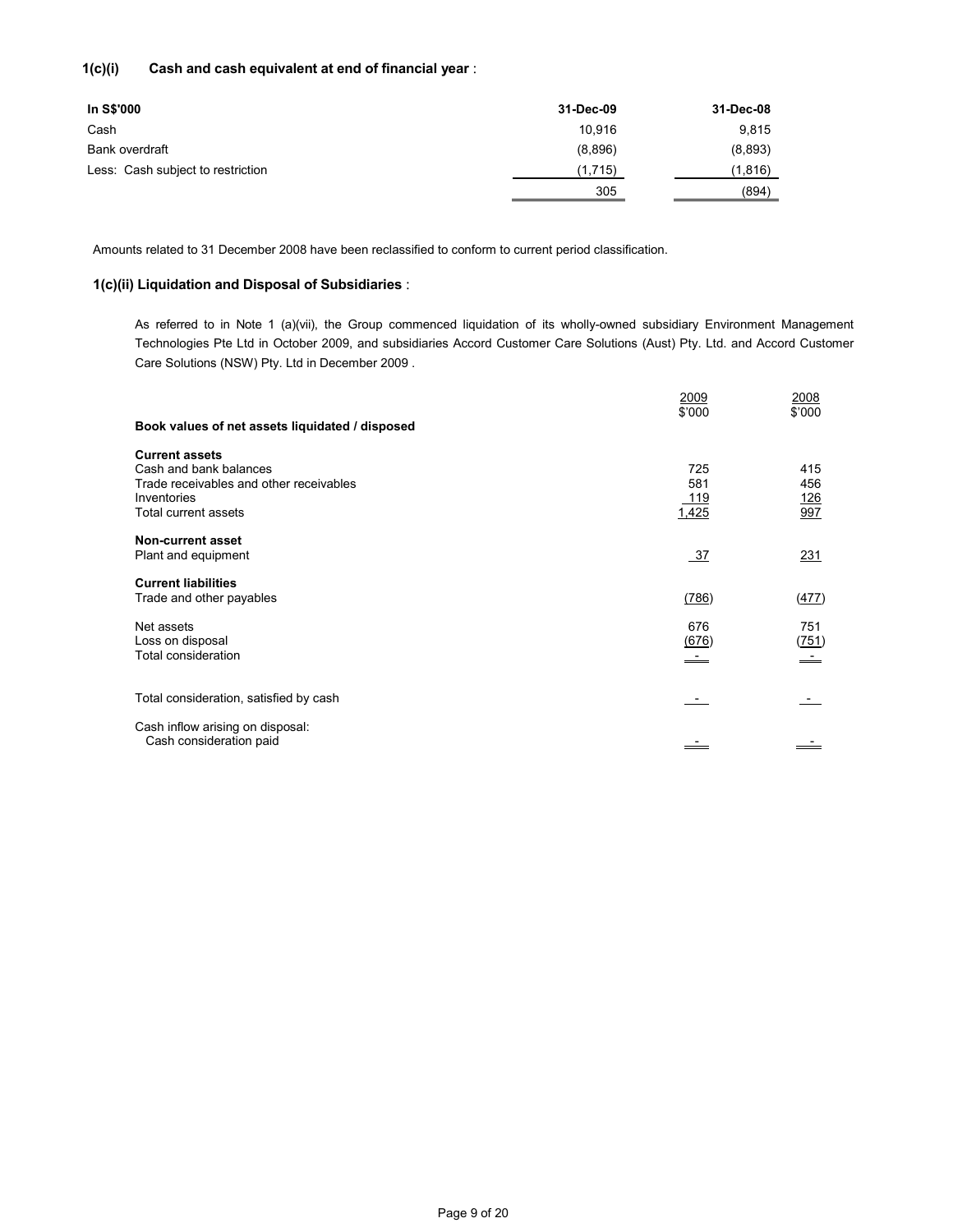### 1(c)(i) Cash and cash equivalent at end of financial year :

| In S$'000 | 31-Dec-09 | 31-Dec-08 |
|---|---|---|
| Cash | 10,916 | 9,815 |
| Bank overdraft | (8,896) | (8,893) |
| Less: Cash subject to restriction | (1,715) | (1,816) |
| | 305 | (894) |

Amounts related to 31 December 2008 have been reclassified to conform to current period classification.

### 1(c)(ii) Liquidation and Disposal of Subsidiaries :

As referred to in Note 1 (a)(vii), the Group commenced liquidation of its wholly-owned subsidiary Environment Management Technologies Pte Ltd in October 2009, and subsidiaries Accord Customer Care Solutions (Aust) Pty. Ltd. and Accord Customer Care Solutions (NSW) Pty. Ltd in December 2009 .

| | 2009<br>$'000 | 2008<br>$'000 |
|---|---|---|
| **Book values of net assets liquidated / disposed** | | |
| **Current assets** | | |
| Cash and bank balances | 725 | 415 |
| Trade receivables and other receivables | 581 | 456 |
| Inventories | 119 | 126 |
| Total current assets | 1,425 | 997 |
| **Non-current asset** | | |
| Plant and equipment | 37 | 231 |
| **Current liabilities** | | |
| Trade and other payables | (786) | (477) |
| Net assets | 676 | 751 |
| Loss on disposal | (676) | (751) |
| Total consideration | - | - |
| Total consideration, satisfied by cash | - | - |
| Cash inflow arising on disposal:<br>Cash consideration paid | - | - |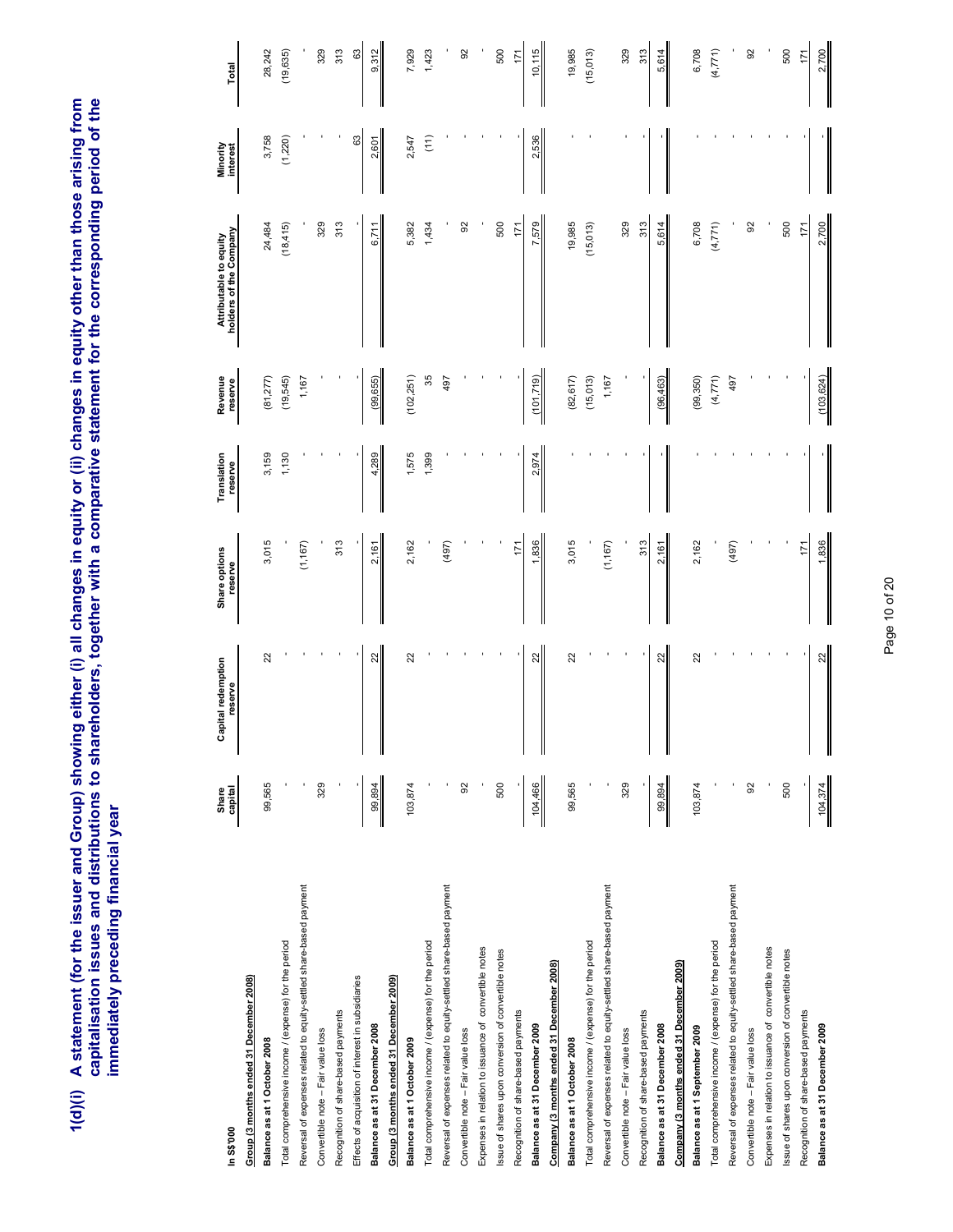# 1(d)(i) A statement (for the issuer and Group) showing either (i) all changes in equity or (ii) changes in equity other than those arising from capitalisation issues and distributions to shareholders, together with a comparative statement for the corresponding period of the immediately preceding financial year

| In S$'000 | Share capital | Capital redemption reserve | Share options reserve | Translation reserve | Revenue reserve | Attributable to equity holders of the Company | Minority interest | Total |
|---|---|---|---|---|---|---|---|---|
| **Group (3 months ended 31 December 2008)** | | | | | | | | |
| **Balance as at 1 October 2008** | 99,565 | 22 | 3,015 | 3,159 | (81,277) | 24,484 | 3,758 | 28,242 |
| Total comprehensive income / (expense) for the period | - | - | - | 1,130 | (19,545) | (18,415) | (1,220) | (19,635) |
| Reversal of expenses related to equity-settled share-based payment | - | - | (1,167) | - | 1,167 | - | - | - |
| Convertible note – Fair value loss | 329 | - | - | - | - | 329 | - | 329 |
| Recognition of share-based payments | - | - | 313 | - | - | 313 | - | 313 |
| Effects of acquisition of interest in subsidiaries | - | - | - | - | - | - | 63 | 63 |
| **Balance as at 31 December 2008** | 99,894 | 22 | 2,161 | 4,289 | (99,655) | 6,711 | 2,601 | 9,312 |
| **Group (3 months ended 31 December 2009)** | | | | | | | | |
| **Balance as at 1 October 2009** | 103,874 | 22 | 2,162 | 1,575 | (102,251) | 5,382 | 2,547 | 7,929 |
| Total comprehensive income / (expense) for the period | - | - | - | 1,399 | 35 | 1,434 | (11) | 1,423 |
| Reversal of expenses related to equity-settled share-based payment | - | - | (497) | - | 497 | - | - | - |
| Convertible note – Fair value loss | 92 | - | - | - | - | 92 | - | 92 |
| Expenses in relation to issuance of convertible notes | - | - | - | - | - | - | - | - |
| Issue of shares upon conversion of convertible notes | 500 | - | - | - | - | 500 | - | 500 |
| Recognition of share-based payments | - | - | 171 | - | - | 171 | - | 171 |
| **Balance as at 31 December 2009** | 104,466 | 22 | 1,836 | 2,974 | (101,719) | 7,579 | 2,536 | 10,115 |
| **Company (3 months ended 31 December 2008)** | | | | | | | | |
| **Balance as at 1 October 2008** | 99,565 | 22 | 3,015 | - | (82,617) | 19,985 | - | 19,985 |
| Total comprehensive income / (expense) for the period | - | - | - | - | (15,013) | (15,013) | - | (15,013) |
| Reversal of expenses related to equity-settled share-based payment | - | - | (1,167) | - | 1,167 | - | - | - |
| Convertible note – Fair value loss | 329 | - | - | - | - | 329 | - | 329 |
| Recognition of share-based payments | - | - | 313 | - | - | 313 | - | 313 |
| **Balance as at 31 December 2008** | 99,894 | 22 | 2,161 | - | (96,463) | 5,614 | - | 5,614 |
| **Company (3 months ended 31 December 2009)** | | | | | | | | |
| **Balance as at 1 September 2009** | 103,874 | 22 | 2,162 | - | (99,350) | 6,708 | - | 6,708 |
| Total comprehensive income / (expense) for the period | - | - | - | - | (4,771) | (4,771) | - | (4,771) |
| Reversal of expenses related to equity-settled share-based payment | - | - | (497) | - | 497 | - | - | - |
| Convertible note – Fair value loss | 92 | - | - | - | - | 92 | - | 92 |
| Expenses in relation to issuance of convertible notes | - | - | - | - | - | - | - | - |
| Issue of shares upon conversion of convertible notes | 500 | - | - | - | - | 500 | - | 500 |
| Recognition of share-based payments | - | - | 171 | - | - | 171 | - | 171 |
| **Balance as at 31 December 2009** | 104,374 | 22 | 1,836 | - | (103,624) | 2,700 | - | 2,700 |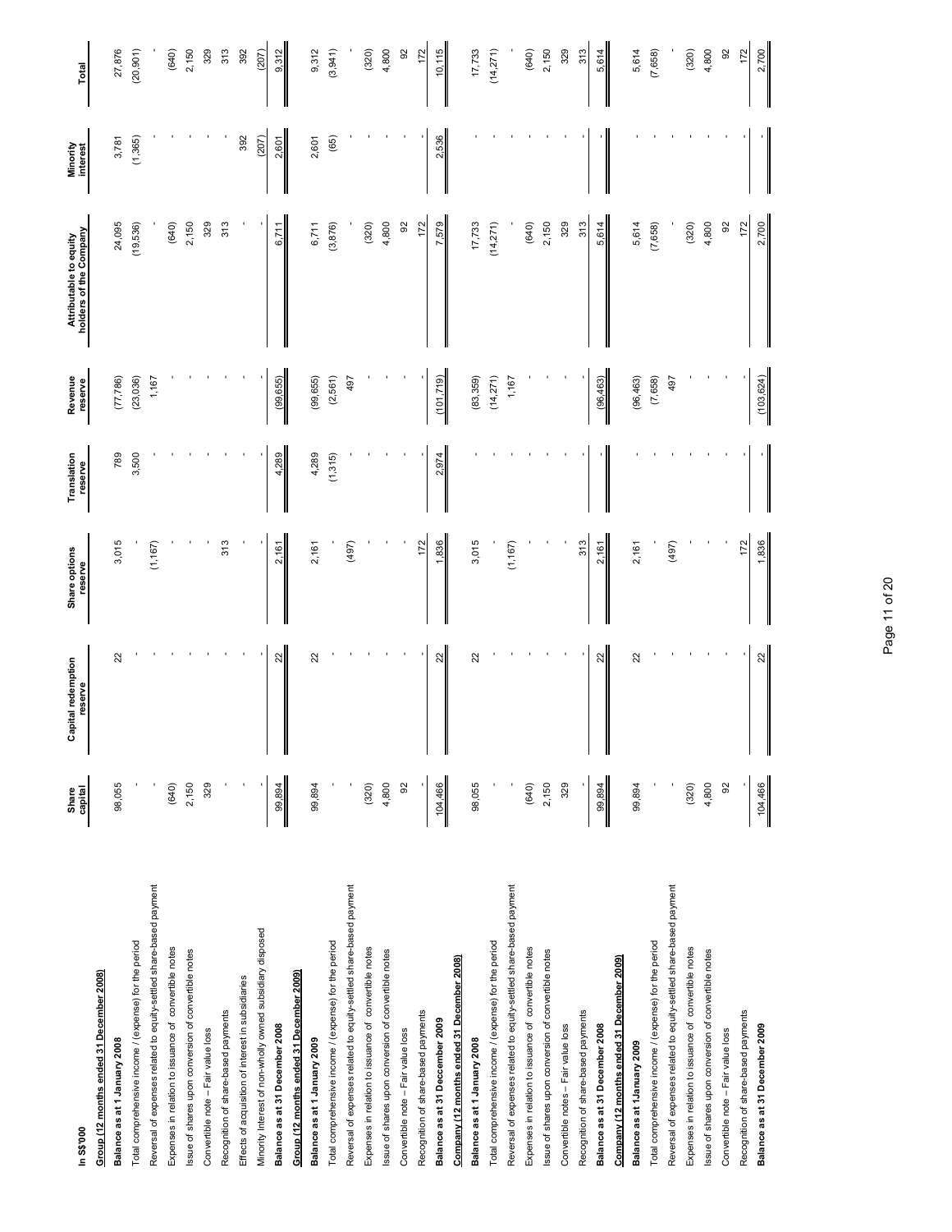| In S$'000 | Share capital | Capital redemption reserve | Share options reserve | Translation reserve | Revenue reserve | Attributable to equity holders of the Company | Minority interest | Total |
|---|---|---|---|---|---|---|---|---|
| **Group (12 months ended 31 December 2008)** | | | | | | | | |
| **Balance as at 1 January 2008** | 98,055 | 22 | 3,015 | 789 | (77,786) | 24,095 | 3,781 | 27,876 |
| Total comprehensive income / (expense) for the period | - | - | - | 3,500 | (23,036) | (19,536) | (1,365) | (20,901) |
| Reversal of expenses related to equity-settled share-based payment | - | - | (1,167) | - | 1,167 | - | - | - |
| Expenses in relation to issuance of convertible notes | (640) | - | - | - | - | (640) | - | (640) |
| Issue of shares upon conversion of convertible notes | 2,150 | - | - | - | - | 2,150 | - | 2,150 |
| Convertible note – Fair value loss | 329 | - | - | - | - | 329 | - | 329 |
| Recognition of share-based payments | - | - | 313 | - | - | 313 | - | 313 |
| Effects of acquisition of interest in subsidiaries | - | - | - | - | - | - | 392 | 392 |
| Minority Interest of non-wholly owned subsidiary disposed | - | - | - | - | - | - | (207) | (207) |
| **Balance as at 31 December 2008** | 99,894 | 22 | 2,161 | 4,289 | (99,655) | 6,711 | 2,601 | 9,312 |
| **Group (12 months ended 31 December 2009)** | | | | | | | | |
| **Balance as at 1 January 2009** | 99,894 | 22 | 2,161 | 4,289 | (99,655) | 6,711 | 2,601 | 9,312 |
| Total comprehensive income / (expense) for the period | - | - | - | (1,315) | (2,561) | (3,876) | (65) | (3,941) |
| Reversal of expenses related to equity-settled share-based payment | - | - | (497) | - | 497 | - | - | - |
| Expenses in relation to issuance of convertible notes | (320) | - | - | - | - | (320) | - | (320) |
| Issue of shares upon conversion of convertible notes | 4,800 | - | - | - | - | 4,800 | - | 4,800 |
| Convertible note – Fair value loss | 92 | - | - | - | - | 92 | - | 92 |
| Recognition of share-based payments | - | - | 172 | - | - | 172 | - | 172 |
| **Balance as at 31 Deccember 2009** | 104,466 | 22 | 1,836 | 2,974 | (101,719) | 7,579 | 2,536 | 10,115 |
| **Company (12 months ended 31 December 2008)** | | | | | | | | |
| **Balance as at 1 January 2008** | 98,055 | 22 | 3,015 | - | (83,359) | 17,733 | - | 17,733 |
| Total comprehensive income / (expense) for the period | - | - | - | - | (14,271) | (14,271) | - | (14,271) |
| Reversal of expenses related to equity-settled share-based payment | - | - | (1,167) | - | 1,167 | - | - | - |
| Expenses in relation to issuance of convertible notes | (640) | - | - | - | - | (640) | - | (640) |
| Issue of shares upon conversion of convertible notes | 2,150 | - | - | - | - | 2,150 | - | 2,150 |
| Convertible notes – Fair value loss | 329 | - | - | - | - | 329 | - | 329 |
| Recognition of share-based payments | - | - | 313 | - | - | 313 | - | 313 |
| **Balance as at 31 December 2008** | 99,894 | 22 | 2,161 | - | (96,463) | 5,614 | - | 5,614 |
| **Company (12 months ended 31 December 2009)** | | | | | | | | |
| **Balance as at 1January 2009** | 99,894 | 22 | 2,161 | - | (96,463) | 5,614 | - | 5,614 |
| Total comprehensive income / (expense) for the period | - | - | - | - | (7,658) | (7,658) | - | (7,658) |
| Reversal of expenses related to equity-settled share-based payment | - | - | (497) | - | 497 | - | - | - |
| Expenses in relation to issuance of convertible notes | (320) | - | - | - | - | (320) | - | (320) |
| Issue of shares upon conversion of convertible notes | 4,800 | - | - | - | - | 4,800 | - | 4,800 |
| Convertible note – Fair value loss | 92 | - | - | - | - | 92 | - | 92 |
| Recognition of share-based payments | - | - | 172 | - | - | 172 | - | 172 |
| **Balance as at 31 December 2009** | 104,466 | 22 | 1,836 | - | (103,624) | 2,700 | - | 2,700 |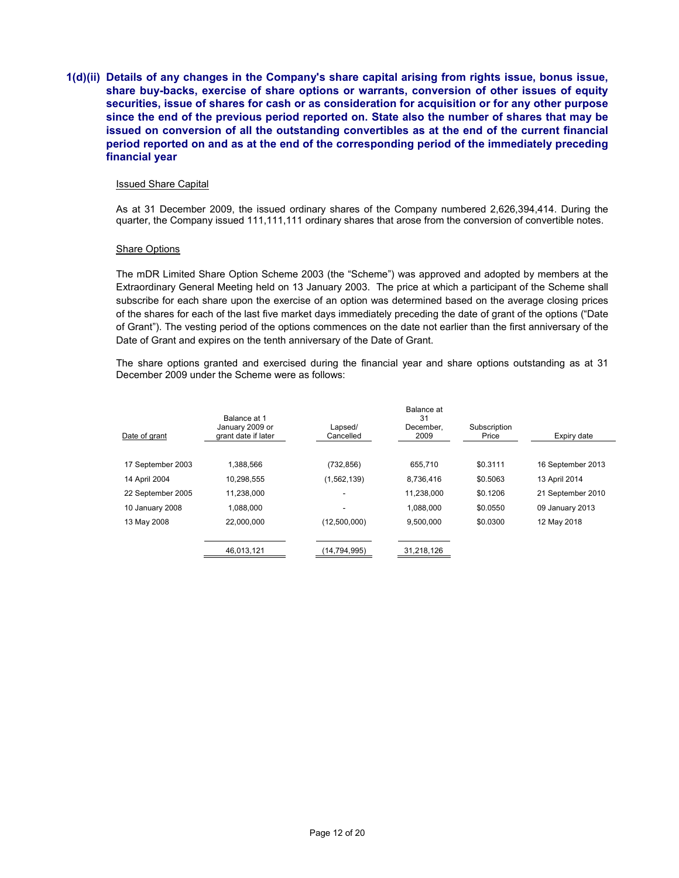## 1(d)(ii) Details of any changes in the Company's share capital arising from rights issue, bonus issue, share buy-backs, exercise of share options or warrants, conversion of other issues of equity securities, issue of shares for cash or as consideration for acquisition or for any other purpose since the end of the previous period reported on. State also the number of shares that may be issued on conversion of all the outstanding convertibles as at the end of the current financial period reported on and as at the end of the corresponding period of the immediately preceding financial year

Issued Share Capital

As at 31 December 2009, the issued ordinary shares of the Company numbered 2,626,394,414. During the quarter, the Company issued 111,111,111 ordinary shares that arose from the conversion of convertible notes.

Share Options

The mDR Limited Share Option Scheme 2003 (the "Scheme") was approved and adopted by members at the Extraordinary General Meeting held on 13 January 2003. The price at which a participant of the Scheme shall subscribe for each share upon the exercise of an option was determined based on the average closing prices of the shares for each of the last five market days immediately preceding the date of grant of the options ("Date of Grant"). The vesting period of the options commences on the date not earlier than the first anniversary of the Date of Grant and expires on the tenth anniversary of the Date of Grant.

The share options granted and exercised during the financial year and share options outstanding as at 31 December 2009 under the Scheme were as follows:

| Date of grant | Balance at 1 January 2009 or grant date if later | Lapsed/ Cancelled | Balance at 31 December, 2009 | Subscription Price | Expiry date |
|---|---|---|---|---|---|
| 17 September 2003 | 1,388,566 | (732,856) | 655,710 | $0.3111 | 16 September 2013 |
| 14 April 2004 | 10,298,555 | (1,562,139) | 8,736,416 | $0.5063 | 13 April 2014 |
| 22 September 2005 | 11,238,000 | - | 11,238,000 | $0.1206 | 21 September 2010 |
| 10 January 2008 | 1,088,000 | - | 1,088,000 | $0.0550 | 09 January 2013 |
| 13 May 2008 | 22,000,000 | (12,500,000) | 9,500,000 | $0.0300 | 12 May 2018 |
| | 46,013,121 | (14,794,995) | 31,218,126 | | |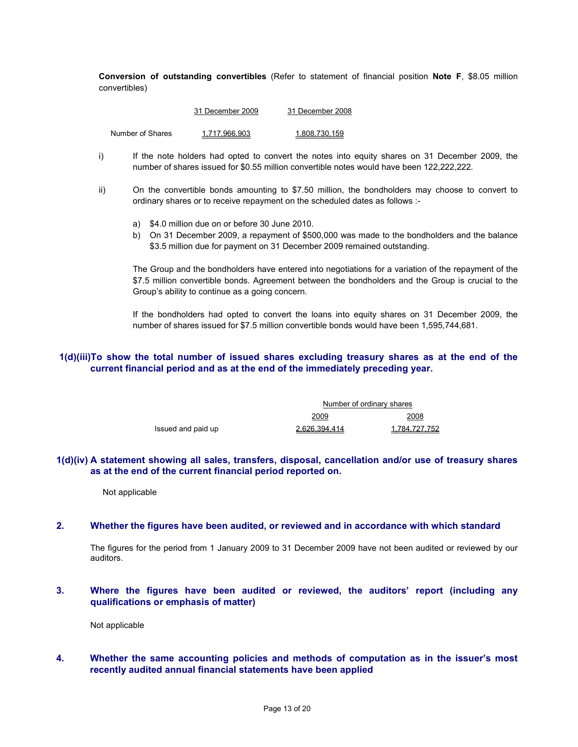**Conversion of outstanding convertibles** (Refer to statement of financial position **Note F**, $8.05 million convertibles)

| | 31 December 2009 | 31 December 2008 |
|---|---|---|
| Number of Shares | 1,717,966,903 | 1,808,730,159 |

i) If the note holders had opted to convert the notes into equity shares on 31 December 2009, the number of shares issued for $0.55 million convertible notes would have been 122,222,222.

ii) On the convertible bonds amounting to $7.50 million, the bondholders may choose to convert to ordinary shares or to receive repayment on the scheduled dates as follows :-

a) $4.0 million due on or before 30 June 2010.
b) On 31 December 2009, a repayment of $500,000 was made to the bondholders and the balance $3.5 million due for payment on 31 December 2009 remained outstanding.

The Group and the bondholders have entered into negotiations for a variation of the repayment of the $7.5 million convertible bonds. Agreement between the bondholders and the Group is crucial to the Group's ability to continue as a going concern.

If the bondholders had opted to convert the loans into equity shares on 31 December 2009, the number of shares issued for $7.5 million convertible bonds would have been 1,595,744,681.

## 1(d)(iii)To show the total number of issued shares excluding treasury shares as at the end of the current financial period and as at the end of the immediately preceding year.

| | Number of ordinary shares | |
|---|---|---|
| | 2009 | 2008 |
| Issued and paid up | 2,626,394,414 | 1,784,727,752 |

## 1(d)(iv) A statement showing all sales, transfers, disposal, cancellation and/or use of treasury shares as at the end of the current financial period reported on.

Not applicable

## 2. Whether the figures have been audited, or reviewed and in accordance with which standard

The figures for the period from 1 January 2009 to 31 December 2009 have not been audited or reviewed by our auditors.

## 3. Where the figures have been audited or reviewed, the auditors' report (including any qualifications or emphasis of matter)

Not applicable

## 4. Whether the same accounting policies and methods of computation as in the issuer's most recently audited annual financial statements have been applied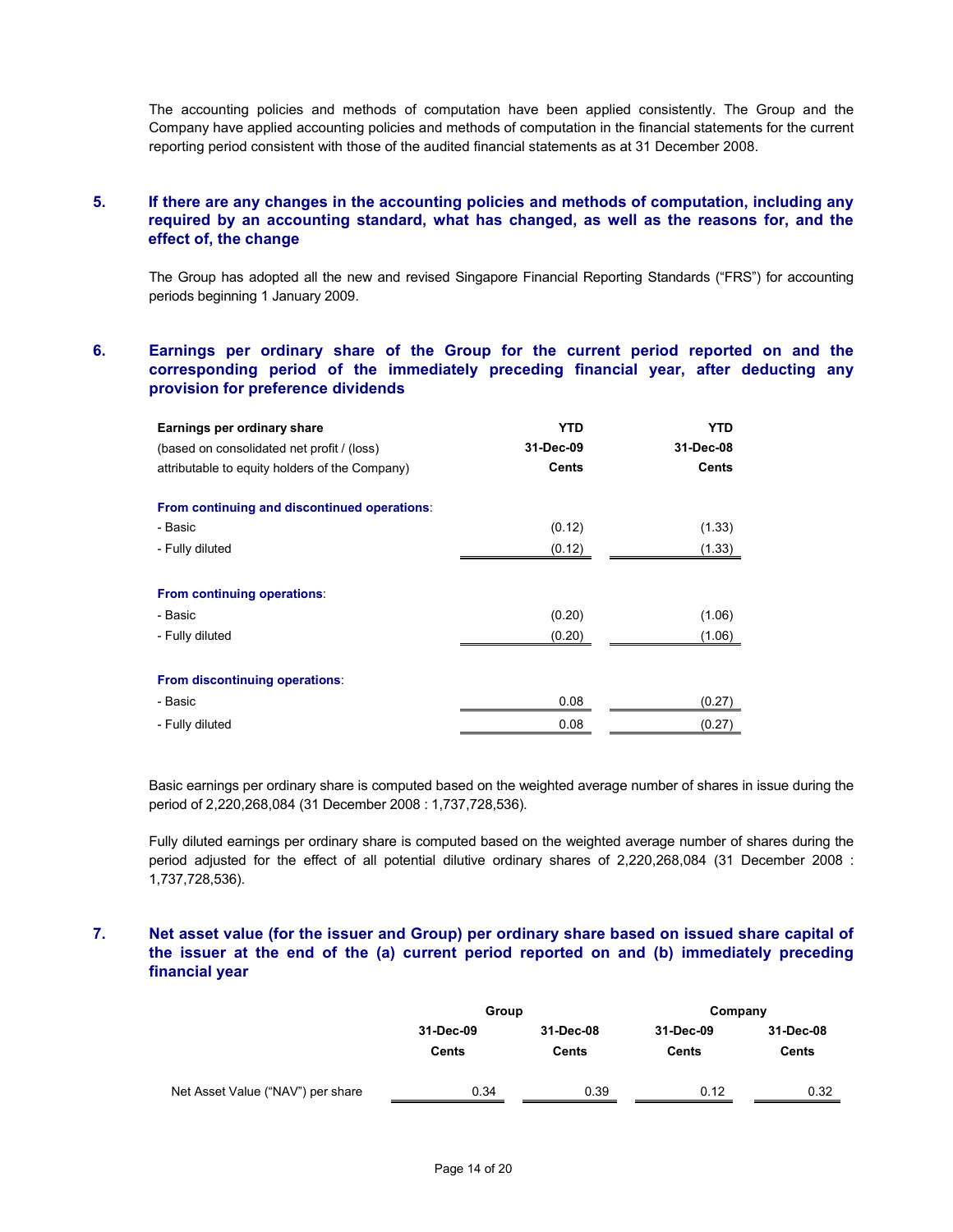The accounting policies and methods of computation have been applied consistently. The Group and the Company have applied accounting policies and methods of computation in the financial statements for the current reporting period consistent with those of the audited financial statements as at 31 December 2008.

## 5. If there are any changes in the accounting policies and methods of computation, including any required by an accounting standard, what has changed, as well as the reasons for, and the effect of, the change

The Group has adopted all the new and revised Singapore Financial Reporting Standards ("FRS") for accounting periods beginning 1 January 2009.

## 6. Earnings per ordinary share of the Group for the current period reported on and the corresponding period of the immediately preceding financial year, after deducting any provision for preference dividends

| **Earnings per ordinary share**<br>(based on consolidated net profit / (loss)<br>attributable to equity holders of the Company) | **YTD**<br>**31-Dec-09**<br>**Cents** | **YTD**<br>**31-Dec-08**<br>**Cents** |
|---|---|---|
| **From continuing and discontinued operations**: | | |
| - Basic | (0.12) | (1.33) |
| - Fully diluted | (0.12) | (1.33) |
| **From continuing operations**: | | |
| - Basic | (0.20) | (1.06) |
| - Fully diluted | (0.20) | (1.06) |
| **From discontinuing operations**: | | |
| - Basic | 0.08 | (0.27) |
| - Fully diluted | 0.08 | (0.27) |

Basic earnings per ordinary share is computed based on the weighted average number of shares in issue during the period of 2,220,268,084 (31 December 2008 : 1,737,728,536).

Fully diluted earnings per ordinary share is computed based on the weighted average number of shares during the period adjusted for the effect of all potential dilutive ordinary shares of 2,220,268,084 (31 December 2008 : 1,737,728,536).

## 7. Net asset value (for the issuer and Group) per ordinary share based on issued share capital of the issuer at the end of the (a) current period reported on and (b) immediately preceding financial year

| | **Group** | | **Company** | |
|---|---|---|---|---|
| | **31-Dec-09**<br>**Cents** | **31-Dec-08**<br>**Cents** | **31-Dec-09**<br>**Cents** | **31-Dec-08**<br>**Cents** |
| Net Asset Value ("NAV") per share | 0.34 | 0.39 | 0.12 | 0.32 |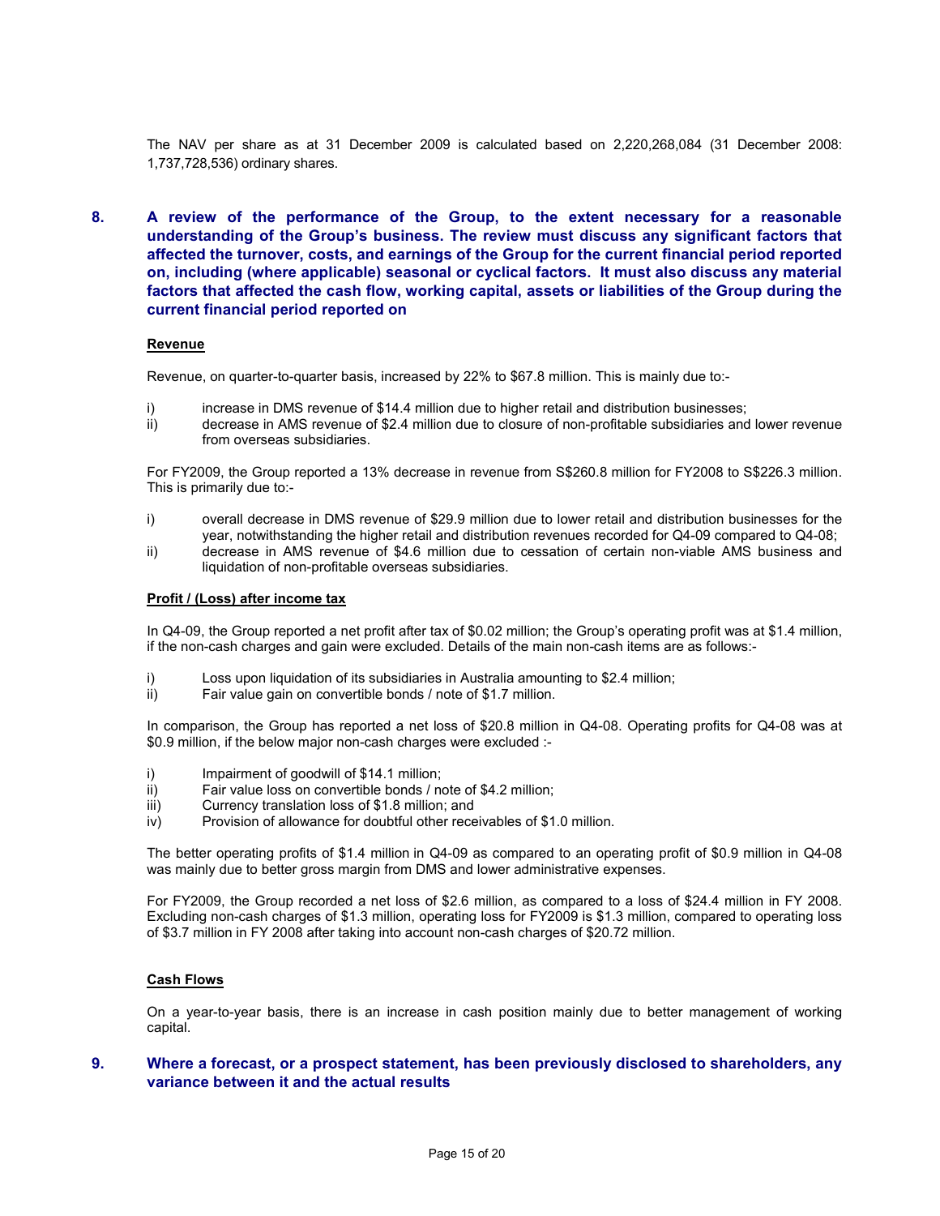The NAV per share as at 31 December 2009 is calculated based on 2,220,268,084 (31 December 2008: 1,737,728,536) ordinary shares.

## 8. A review of the performance of the Group, to the extent necessary for a reasonable understanding of the Group's business. The review must discuss any significant factors that affected the turnover, costs, and earnings of the Group for the current financial period reported on, including (where applicable) seasonal or cyclical factors. It must also discuss any material factors that affected the cash flow, working capital, assets or liabilities of the Group during the current financial period reported on

**Revenue**

Revenue, on quarter-to-quarter basis, increased by 22% to $67.8 million. This is mainly due to:-

i) increase in DMS revenue of $14.4 million due to higher retail and distribution businesses;
ii) decrease in AMS revenue of $2.4 million due to closure of non-profitable subsidiaries and lower revenue from overseas subsidiaries.

For FY2009, the Group reported a 13% decrease in revenue from S$260.8 million for FY2008 to S$226.3 million. This is primarily due to:-

i) overall decrease in DMS revenue of $29.9 million due to lower retail and distribution businesses for the year, notwithstanding the higher retail and distribution revenues recorded for Q4-09 compared to Q4-08;
ii) decrease in AMS revenue of $4.6 million due to cessation of certain non-viable AMS business and liquidation of non-profitable overseas subsidiaries.

**Profit / (Loss) after income tax**

In Q4-09, the Group reported a net profit after tax of $0.02 million; the Group's operating profit was at $1.4 million, if the non-cash charges and gain were excluded. Details of the main non-cash items are as follows:-

i) Loss upon liquidation of its subsidiaries in Australia amounting to $2.4 million;
ii) Fair value gain on convertible bonds / note of $1.7 million.

In comparison, the Group has reported a net loss of $20.8 million in Q4-08. Operating profits for Q4-08 was at $0.9 million, if the below major non-cash charges were excluded :-

i) Impairment of goodwill of $14.1 million;
ii) Fair value loss on convertible bonds / note of $4.2 million;
iii) Currency translation loss of $1.8 million; and
iv) Provision of allowance for doubtful other receivables of $1.0 million.

The better operating profits of $1.4 million in Q4-09 as compared to an operating profit of $0.9 million in Q4-08 was mainly due to better gross margin from DMS and lower administrative expenses.

For FY2009, the Group recorded a net loss of $2.6 million, as compared to a loss of $24.4 million in FY 2008. Excluding non-cash charges of $1.3 million, operating loss for FY2009 is $1.3 million, compared to operating loss of $3.7 million in FY 2008 after taking into account non-cash charges of $20.72 million.

**Cash Flows**

On a year-to-year basis, there is an increase in cash position mainly due to better management of working capital.

## 9. Where a forecast, or a prospect statement, has been previously disclosed to shareholders, any variance between it and the actual results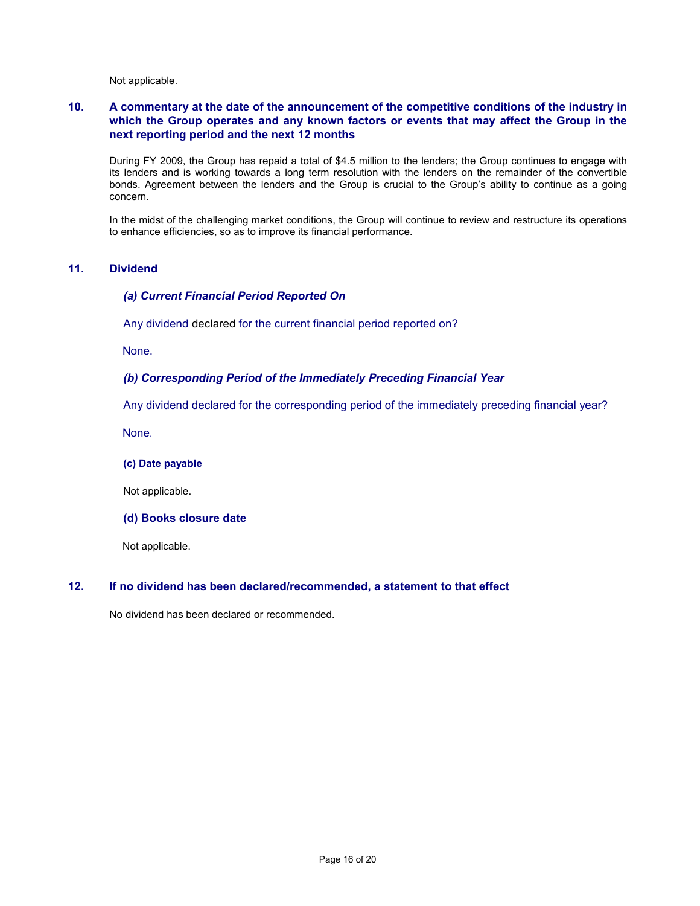Not applicable.

## 10. A commentary at the date of the announcement of the competitive conditions of the industry in which the Group operates and any known factors or events that may affect the Group in the next reporting period and the next 12 months

During FY 2009, the Group has repaid a total of $4.5 million to the lenders; the Group continues to engage with its lenders and is working towards a long term resolution with the lenders on the remainder of the convertible bonds. Agreement between the lenders and the Group is crucial to the Group's ability to continue as a going concern.

In the midst of the challenging market conditions, the Group will continue to review and restructure its operations to enhance efficiencies, so as to improve its financial performance.

## 11. Dividend

### *(a) Current Financial Period Reported On*

Any dividend declared for the current financial period reported on?

None.

### *(b) Corresponding Period of the Immediately Preceding Financial Year*

Any dividend declared for the corresponding period of the immediately preceding financial year?

None.

### (c) Date payable

Not applicable.

### (d) Books closure date

Not applicable.

## 12. If no dividend has been declared/recommended, a statement to that effect

No dividend has been declared or recommended.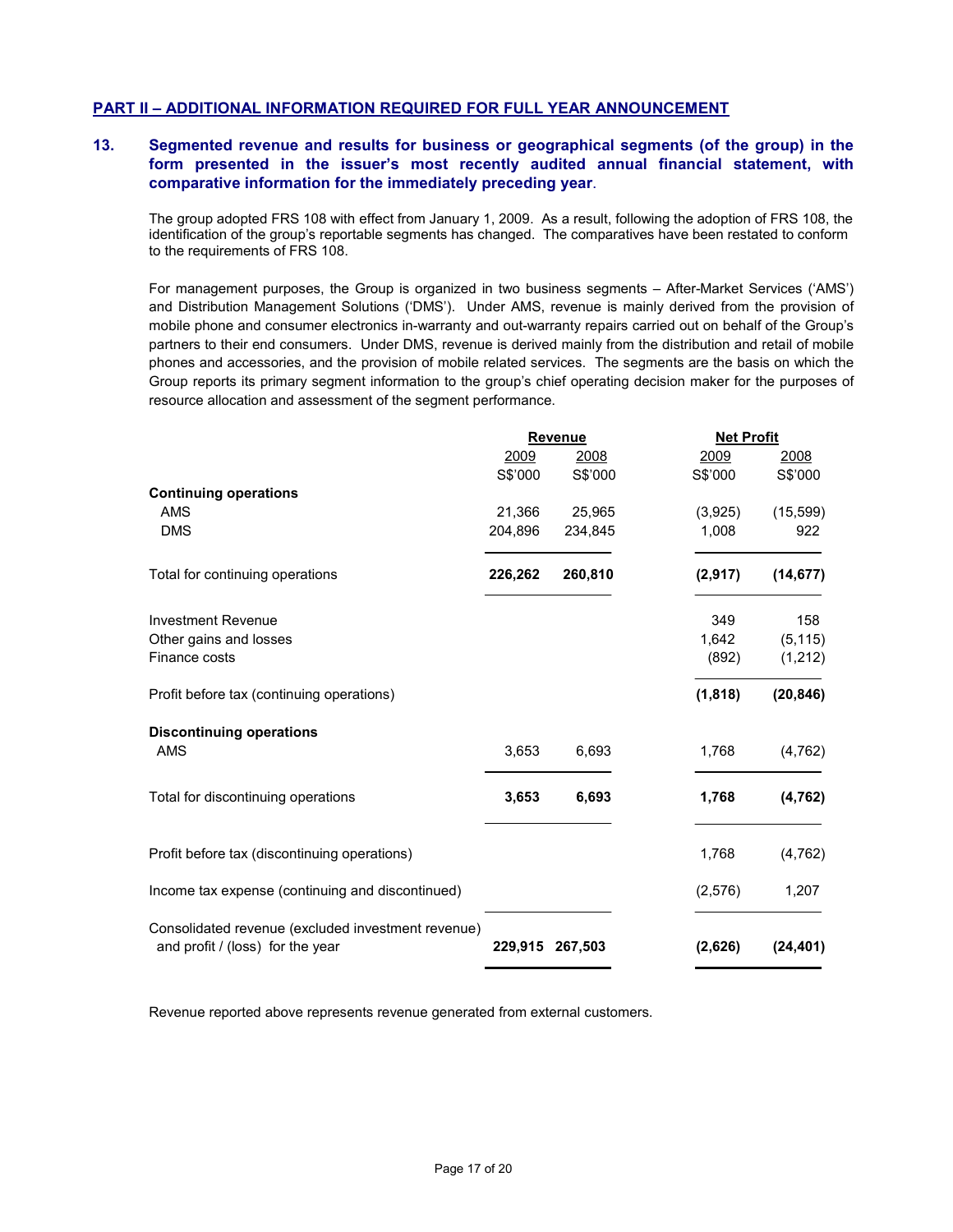## PART II – ADDITIONAL INFORMATION REQUIRED FOR FULL YEAR ANNOUNCEMENT

### 13. Segmented revenue and results for business or geographical segments (of the group) in the form presented in the issuer's most recently audited annual financial statement, with comparative information for the immediately preceding year.

The group adopted FRS 108 with effect from January 1, 2009. As a result, following the adoption of FRS 108, the identification of the group's reportable segments has changed. The comparatives have been restated to conform to the requirements of FRS 108.

For management purposes, the Group is organized in two business segments – After-Market Services ('AMS') and Distribution Management Solutions ('DMS'). Under AMS, revenue is mainly derived from the provision of mobile phone and consumer electronics in-warranty and out-warranty repairs carried out on behalf of the Group's partners to their end consumers. Under DMS, revenue is derived mainly from the distribution and retail of mobile phones and accessories, and the provision of mobile related services. The segments are the basis on which the Group reports its primary segment information to the group's chief operating decision maker for the purposes of resource allocation and assessment of the segment performance.

| | Revenue | | Net Profit | |
|---|---|---|---|---|
| | 2009 | 2008 | 2009 | 2008 |
| | S$'000 | S$'000 | S$'000 | S$'000 |
| **Continuing operations** | | | | |
| AMS | 21,366 | 25,965 | (3,925) | (15,599) |
| DMS | 204,896 | 234,845 | 1,008 | 922 |
| Total for continuing operations | **226,262** | **260,810** | **(2,917)** | **(14,677)** |
| Investment Revenue | | | 349 | 158 |
| Other gains and losses | | | 1,642 | (5,115) |
| Finance costs | | | (892) | (1,212) |
| Profit before tax (continuing operations) | | | **(1,818)** | **(20,846)** |
| **Discontinuing operations** | | | | |
| AMS | 3,653 | 6,693 | 1,768 | (4,762) |
| Total for discontinuing operations | **3,653** | **6,693** | **1,768** | **(4,762)** |
| Profit before tax (discontinuing operations) | | | 1,768 | (4,762) |
| Income tax expense (continuing and discontinued) | | | (2,576) | 1,207 |
| Consolidated revenue (excluded investment revenue) and profit / (loss) for the year | **229,915** | **267,503** | **(2,626)** | **(24,401)** |

Revenue reported above represents revenue generated from external customers.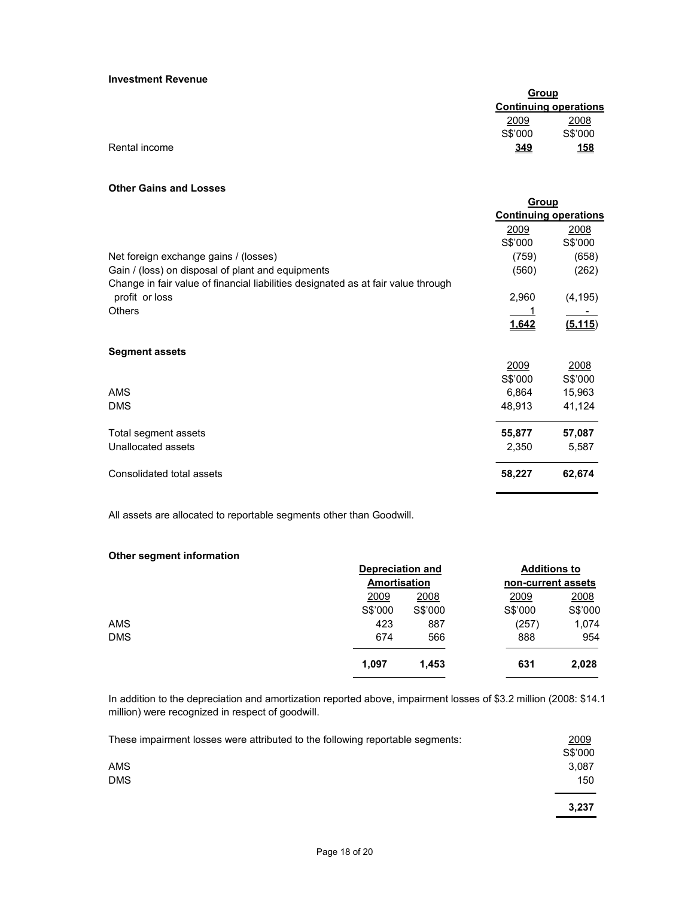**Investment Revenue**

| | Group | |
|---|---|---|
| | Continuing operations | |
| | 2009 | 2008 |
| | S$'000 | S$'000 |
| Rental income | **349** | **158** |

**Other Gains and Losses**

| | Group | |
|---|---|---|
| | Continuing operations | |
| | 2009 | 2008 |
| | S$'000 | S$'000 |
| Net foreign exchange gains / (losses) | (759) | (658) |
| Gain / (loss) on disposal of plant and equipments | (560) | (262) |
| Change in fair value of financial liabilities designated as at fair value through profit or loss | 2,960 | (4,195) |
| Others | 1 | - |
| | **1,642** | **(5,115)** |

**Segment assets**

| | 2009 | 2008 |
|---|---|---|
| | S$'000 | S$'000 |
| AMS | 6,864 | 15,963 |
| DMS | 48,913 | 41,124 |
| Total segment assets | **55,877** | **57,087** |
| Unallocated assets | 2,350 | 5,587 |
| Consolidated total assets | **58,227** | **62,674** |

All assets are allocated to reportable segments other than Goodwill.

**Other segment information**

| | Depreciation and Amortisation | | Additions to non-current assets | |
|---|---|---|---|---|
| | 2009 | 2008 | 2009 | 2008 |
| | S$'000 | S$'000 | S$'000 | S$'000 |
| AMS | 423 | 887 | (257) | 1,074 |
| DMS | 674 | 566 | 888 | 954 |
| | **1,097** | **1,453** | **631** | **2,028** |

In addition to the depreciation and amortization reported above, impairment losses of $3.2 million (2008: $14.1 million) were recognized in respect of goodwill.

| These impairment losses were attributed to the following reportable segments: | 2009 |
|---|---|
| | S$'000 |
| AMS | 3,087 |
| DMS | 150 |
| | **3,237** |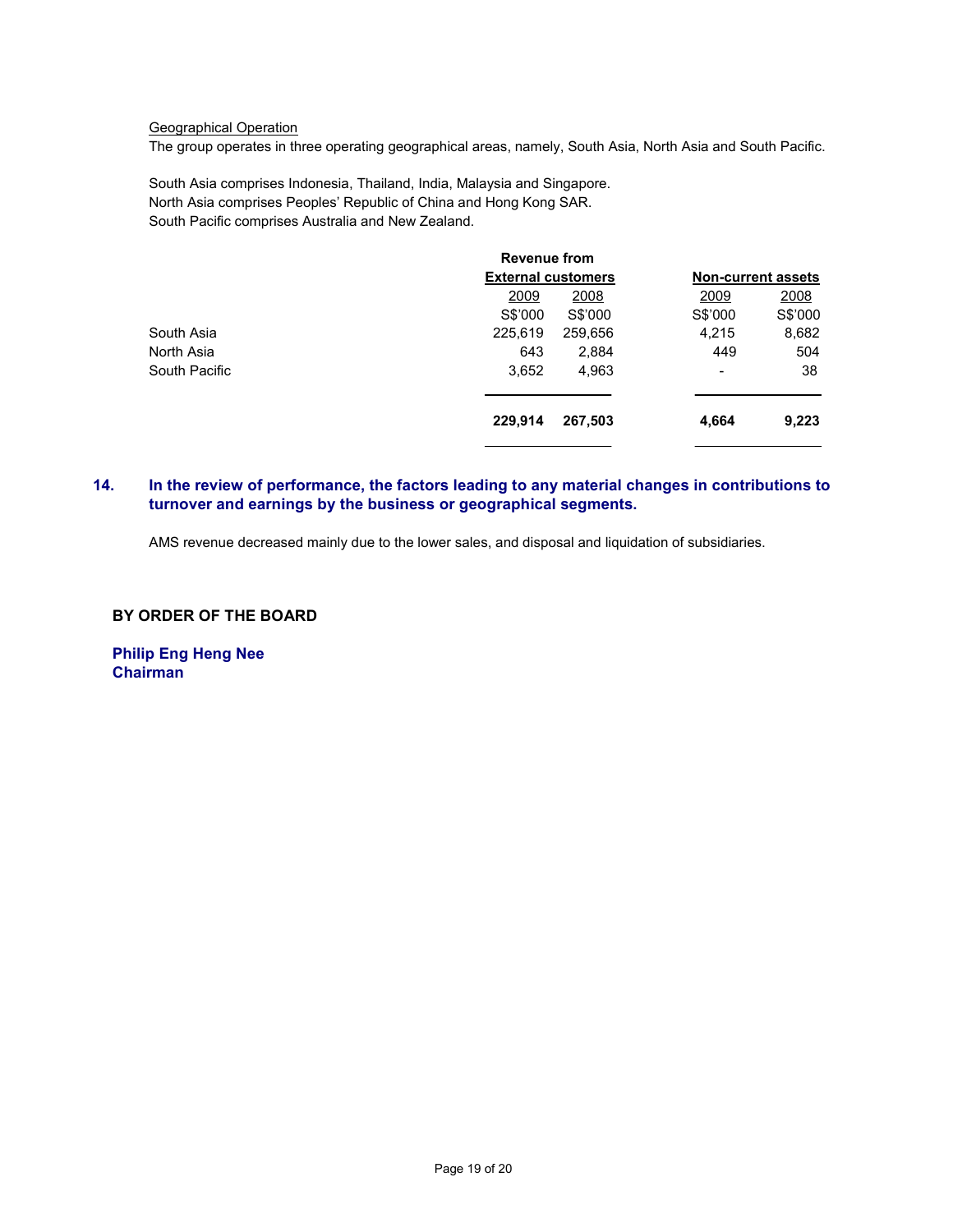Geographical Operation

The group operates in three operating geographical areas, namely, South Asia, North Asia and South Pacific.

South Asia comprises Indonesia, Thailand, India, Malaysia and Singapore.
North Asia comprises Peoples' Republic of China and Hong Kong SAR.
South Pacific comprises Australia and New Zealand.

| | Revenue from External customers | | Non-current assets | |
|---|---|---|---|---|
| | 2009 | 2008 | 2009 | 2008 |
| | S$'000 | S$'000 | S$'000 | S$'000 |
| South Asia | 225,619 | 259,656 | 4,215 | 8,682 |
| North Asia | 643 | 2,884 | 449 | 504 |
| South Pacific | 3,652 | 4,963 | - | 38 |
| | **229,914** | **267,503** | **4,664** | **9,223** |

## 14. In the review of performance, the factors leading to any material changes in contributions to turnover and earnings by the business or geographical segments.

AMS revenue decreased mainly due to the lower sales, and disposal and liquidation of subsidiaries.

**BY ORDER OF THE BOARD**

**Philip Eng Heng Nee**
**Chairman**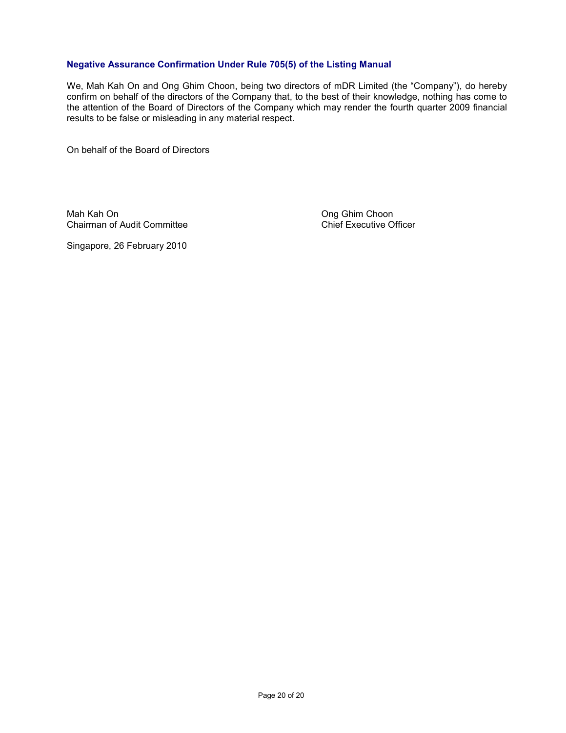### Negative Assurance Confirmation Under Rule 705(5) of the Listing Manual

We, Mah Kah On and Ong Ghim Choon, being two directors of mDR Limited (the "Company"), do hereby confirm on behalf of the directors of the Company that, to the best of their knowledge, nothing has come to the attention of the Board of Directors of the Company which may render the fourth quarter 2009 financial results to be false or misleading in any material respect.

On behalf of the Board of Directors

Mah Kah On
Chairman of Audit Committee

Ong Ghim Choon
Chief Executive Officer

Singapore, 26 February 2010